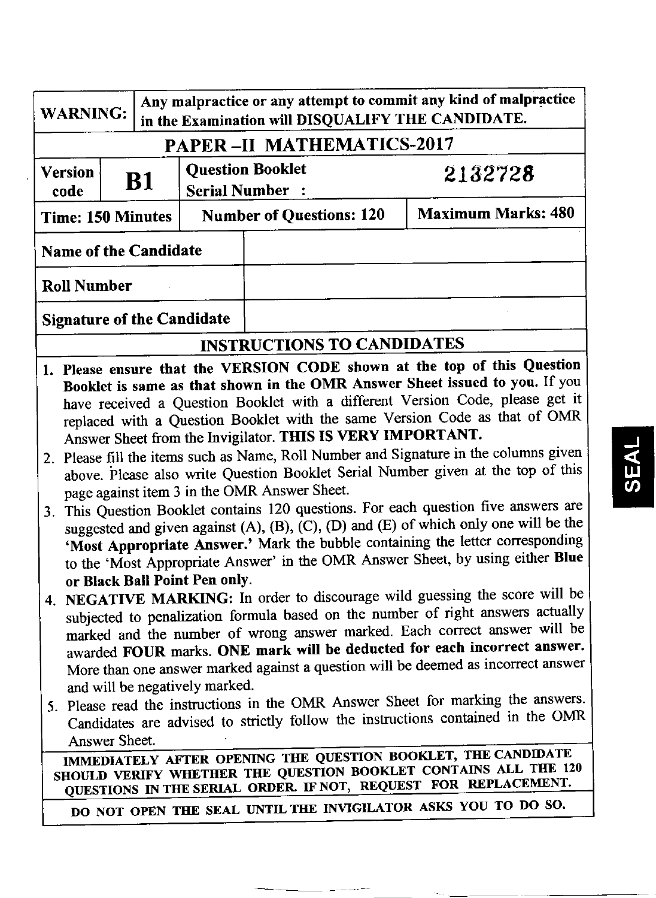| WARNING: | Any malpractice or any attempt to commit any kind of malpractice in the Examination will DISQUALIFY THE CANDIDATE. |
|---|---|

## PAPER –II MATHEMATICS-2017

| Version code | B1 | Question Booklet Serial Number : | 2132728 |
|---|---|---|---|
| **Time: 150 Minutes** | | **Number of Questions: 120** | **Maximum Marks: 480** |

| | |
|---|---|
| **Name of the Candidate** | |
| **Roll Number** | |
| **Signature of the Candidate** | |

### INSTRUCTIONS TO CANDIDATES

1. **Please ensure that the VERSION CODE shown at the top of this Question Booklet is same as that shown in the OMR Answer Sheet issued to you.** If you have received a Question Booklet with a different Version Code, please get it replaced with a Question Booklet with the same Version Code as that of OMR Answer Sheet from the Invigilator. **THIS IS VERY IMPORTANT.**
2. Please fill the items such as Name, Roll Number and Signature in the columns given above. Please also write Question Booklet Serial Number given at the top of this page against item 3 in the OMR Answer Sheet.
3. This Question Booklet contains 120 questions. For each question five answers are suggested and given against (A), (B), (C), (D) and (E) of which only one will be the **'Most Appropriate Answer.'** Mark the bubble containing the letter corresponding to the 'Most Appropriate Answer' in the OMR Answer Sheet, by using either **Blue or Black Ball Point Pen only**.
4. **NEGATIVE MARKING:** In order to discourage wild guessing the score will be subjected to penalization formula based on the number of right answers actually marked and the number of wrong answer marked. Each correct answer will be awarded **FOUR** marks. **ONE mark will be deducted for each incorrect answer.** More than one answer marked against a question will be deemed as incorrect answer and will be negatively marked.
5. Please read the instructions in the OMR Answer Sheet for marking the answers. Candidates are advised to strictly follow the instructions contained in the OMR Answer Sheet.

**IMMEDIATELY AFTER OPENING THE QUESTION BOOKLET, THE CANDIDATE SHOULD VERIFY WHETHER THE QUESTION BOOKLET CONTAINS ALL THE 120 QUESTIONS IN THE SERIAL ORDER. IF NOT, REQUEST FOR REPLACEMENT.**

**DO NOT OPEN THE SEAL UNTIL THE INVIGILATOR ASKS YOU TO DO SO.**

SEAL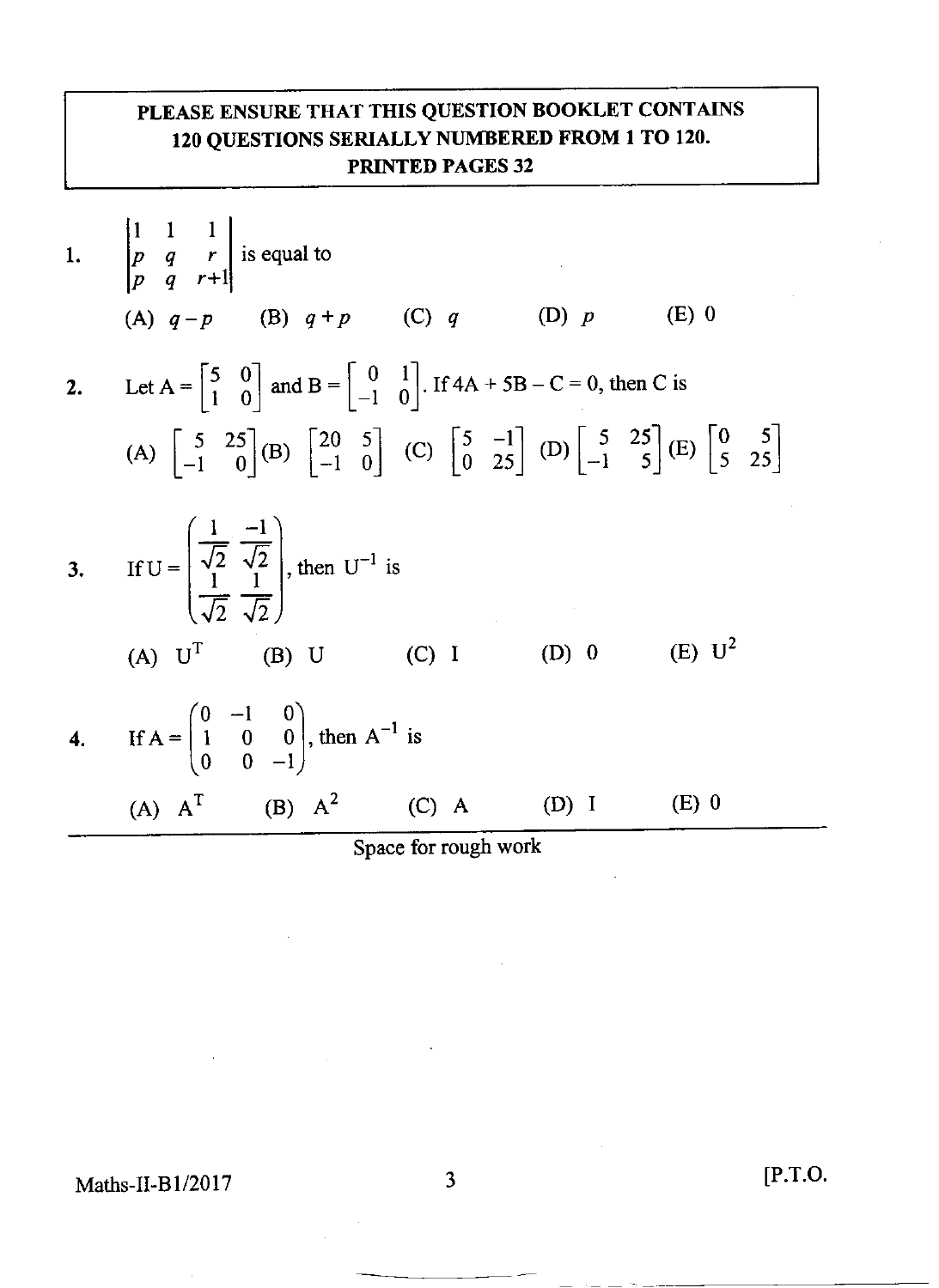**PLEASE ENSURE THAT THIS QUESTION BOOKLET CONTAINS 120 QUESTIONS SERIALLY NUMBERED FROM 1 TO 120.**
**PRINTED PAGES 32**

1. $\begin{vmatrix} 1 & 1 & 1 \\ p & q & r \\ p & q & r+1 \end{vmatrix}$ is equal to

   (A) $q-p$ (B) $q+p$ (C) $q$ (D) $p$ (E) 0

2. Let A = $\begin{bmatrix} 5 & 0 \\ 1 & 0 \end{bmatrix}$ and B = $\begin{bmatrix} 0 & 1 \\ -1 & 0 \end{bmatrix}$. If 4A + 5B – C = 0, then C is

   (A) $\begin{bmatrix} 5 & 25 \\ -1 & 0 \end{bmatrix}$ (B) $\begin{bmatrix} 20 & 5 \\ -1 & 0 \end{bmatrix}$ (C) $\begin{bmatrix} 5 & -1 \\ 0 & 25 \end{bmatrix}$ (D) $\begin{bmatrix} 5 & 25 \\ -1 & 5 \end{bmatrix}$ (E) $\begin{bmatrix} 0 & 5 \\ 5 & 25 \end{bmatrix}$

3. If U = $\begin{pmatrix} \frac{1}{\sqrt{2}} & \frac{-1}{\sqrt{2}} \\ \frac{1}{\sqrt{2}} & \frac{1}{\sqrt{2}} \end{pmatrix}$, then $U^{-1}$ is

   (A) $U^T$ (B) U (C) I (D) 0 (E) $U^2$

4. If A = $\begin{pmatrix} 0 & -1 & 0 \\ 1 & 0 & 0 \\ 0 & 0 & -1 \end{pmatrix}$, then $A^{-1}$ is

   (A) $A^T$ (B) $A^2$ (C) A (D) I (E) 0

Space for rough work

Maths-II-B1/2017

[P.T.O.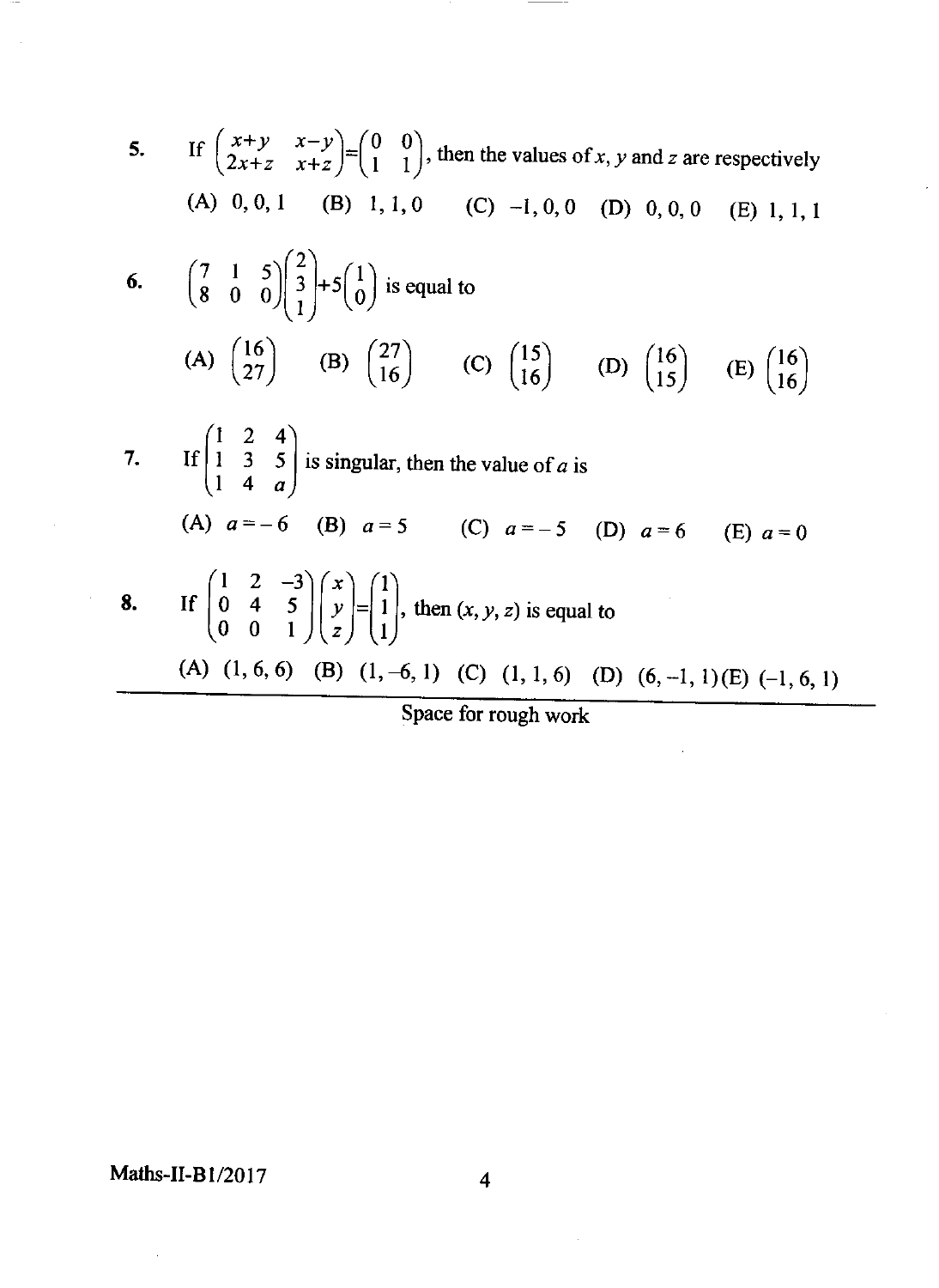5. If $\begin{pmatrix} x+y & x-y \\ 2x+z & x+z \end{pmatrix} = \begin{pmatrix} 0 & 0 \\ 1 & 1 \end{pmatrix}$, then the values of $x$, $y$ and $z$ are respectively

(A) 0, 0, 1 (B) 1, 1, 0 (C) −1, 0, 0 (D) 0, 0, 0 (E) 1, 1, 1

6. $\begin{pmatrix} 7 & 1 & 5 \\ 8 & 0 & 0 \end{pmatrix} \begin{pmatrix} 2 \\ 3 \\ 1 \end{pmatrix} + 5 \begin{pmatrix} 1 \\ 0 \end{pmatrix}$ is equal to

(A) $\begin{pmatrix} 16 \\ 27 \end{pmatrix}$ (B) $\begin{pmatrix} 27 \\ 16 \end{pmatrix}$ (C) $\begin{pmatrix} 15 \\ 16 \end{pmatrix}$ (D) $\begin{pmatrix} 16 \\ 15 \end{pmatrix}$ (E) $\begin{pmatrix} 16 \\ 16 \end{pmatrix}$

7. If $\begin{pmatrix} 1 & 2 & 4 \\ 1 & 3 & 5 \\ 1 & 4 & a \end{pmatrix}$ is singular, then the value of $a$ is

(A) $a = -6$ (B) $a = 5$ (C) $a = -5$ (D) $a = 6$ (E) $a = 0$

8. If $\begin{pmatrix} 1 & 2 & -3 \\ 0 & 4 & 5 \\ 0 & 0 & 1 \end{pmatrix} \begin{pmatrix} x \\ y \\ z \end{pmatrix} = \begin{pmatrix} 1 \\ 1 \\ 1 \end{pmatrix}$, then $(x, y, z)$ is equal to

(A) (1, 6, 6) (B) (1, −6, 1) (C) (1, 1, 6) (D) (6, −1, 1) (E) (−1, 6, 1)

Space for rough work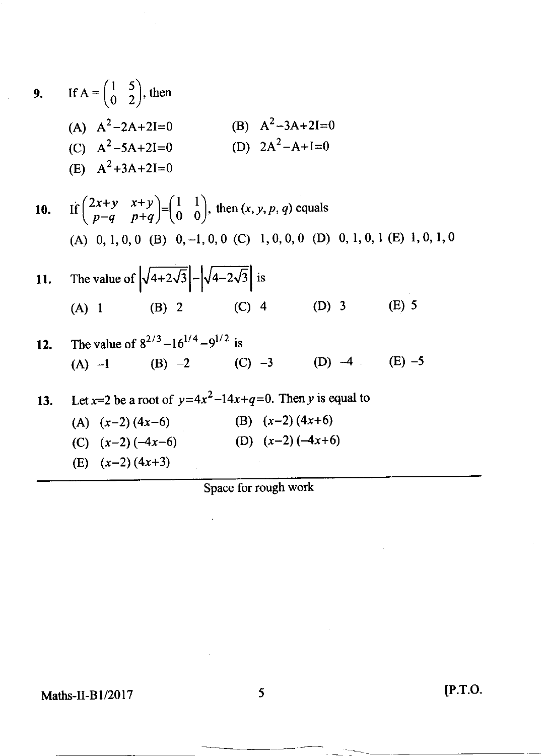9. If $A = \begin{pmatrix} 1 & 5 \\ 0 & 2 \end{pmatrix}$, then

   (A) $A^2-2A+2I=0$
   (B) $A^2-3A+2I=0$
   (C) $A^2-5A+2I=0$
   (D) $2A^2-A+I=0$
   (E) $A^2+3A+2I=0$

10. If $\begin{pmatrix} 2x+y & x+y \\ p-q & p+q \end{pmatrix} = \begin{pmatrix} 1 & 1 \\ 0 & 0 \end{pmatrix}$, then $(x, y, p, q)$ equals

    (A) 0, 1, 0, 0 (B) 0, −1, 0, 0 (C) 1, 0, 0, 0 (D) 0, 1, 0, 1 (E) 1, 0, 1, 0

11. The value of $\left|\sqrt{4+2\sqrt{3}}\right| - \left|\sqrt{4-2\sqrt{3}}\right|$ is

    (A) 1 (B) 2 (C) 4 (D) 3 (E) 5

12. The value of $8^{2/3} - 16^{1/4} - 9^{1/2}$ is

    (A) −1 (B) −2 (C) −3 (D) −4 (E) −5

13. Let $x=2$ be a root of $y=4x^2-14x+q=0$. Then $y$ is equal to

    (A) $(x-2)(4x-6)$
    (B) $(x-2)(4x+6)$
    (C) $(x-2)(-4x-6)$
    (D) $(x-2)(-4x+6)$
    (E) $(x-2)(4x+3)$

Space for rough work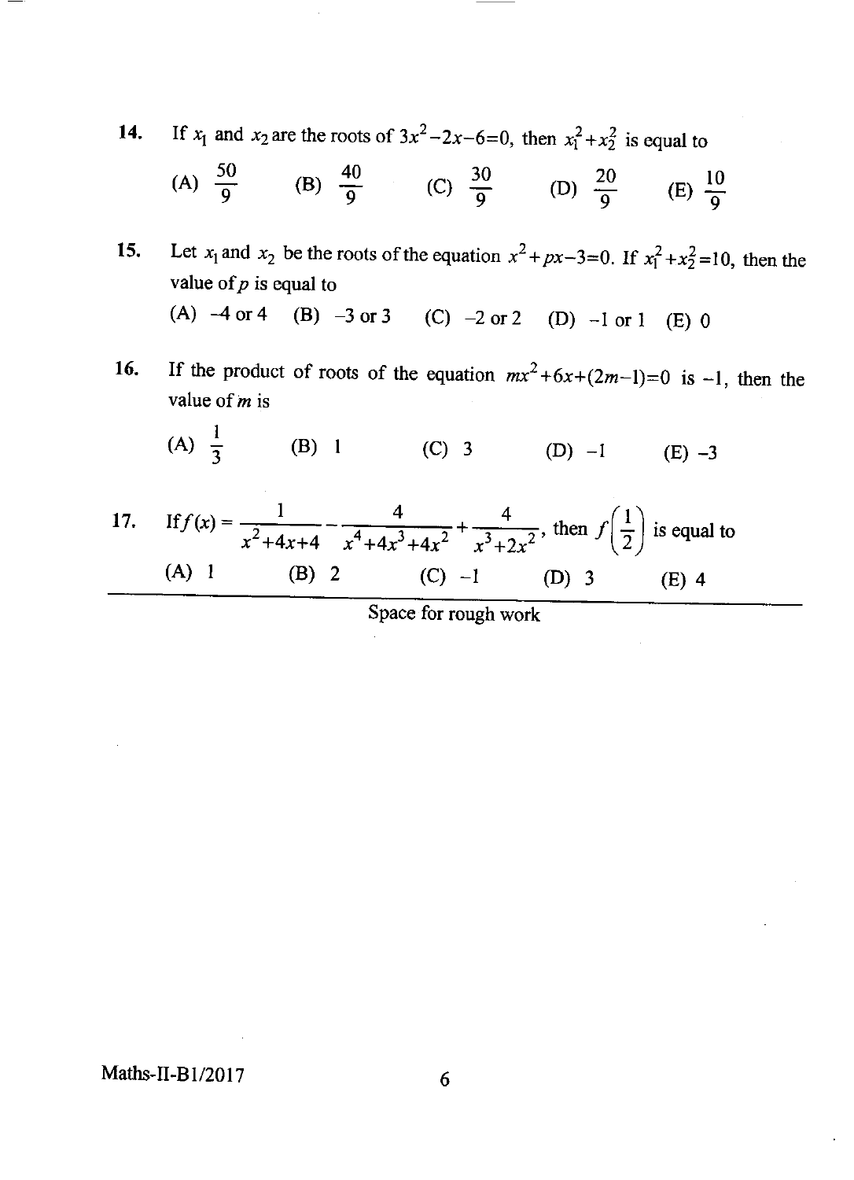14. If $x_1$ and $x_2$ are the roots of $3x^2-2x-6=0$, then $x_1^2+x_2^2$ is equal to

(A) $\frac{50}{9}$ (B) $\frac{40}{9}$ (C) $\frac{30}{9}$ (D) $\frac{20}{9}$ (E) $\frac{10}{9}$

15. Let $x_1$ and $x_2$ be the roots of the equation $x^2+px-3=0$. If $x_1^2+x_2^2=10$, then the value of $p$ is equal to

(A) $-4$ or $4$ (B) $-3$ or $3$ (C) $-2$ or $2$ (D) $-1$ or $1$ (E) $0$

16. If the product of roots of the equation $mx^2+6x+(2m-1)=0$ is $-1$, then the value of $m$ is

(A) $\frac{1}{3}$ (B) $1$ (C) $3$ (D) $-1$ (E) $-3$

17. If $f(x) = \frac{1}{x^2+4x+4} - \frac{4}{x^4+4x^3+4x^2} + \frac{4}{x^3+2x^2}$, then $f\left(\frac{1}{2}\right)$ is equal to

(A) $1$ (B) $2$ (C) $-1$ (D) $3$ (E) $4$

Space for rough work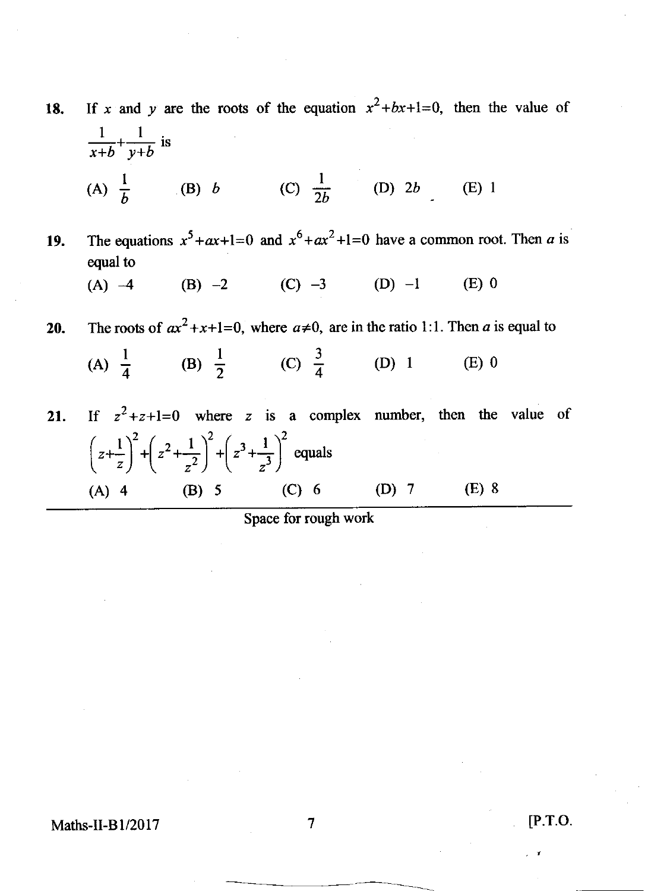18. If $x$ and $y$ are the roots of the equation $x^2+bx+1=0$, then the value of $\frac{1}{x+b}+\frac{1}{y+b}$ is

(A) $\frac{1}{b}$ (B) $b$ (C) $\frac{1}{2b}$ (D) $2b$ (E) 1

19. The equations $x^5+ax+1=0$ and $x^6+ax^2+1=0$ have a common root. Then $a$ is equal to

(A) $-4$ (B) $-2$ (C) $-3$ (D) $-1$ (E) 0

20. The roots of $ax^2+x+1=0$, where $a \neq 0$, are in the ratio 1:1. Then $a$ is equal to

(A) $\frac{1}{4}$ (B) $\frac{1}{2}$ (C) $\frac{3}{4}$ (D) 1 (E) 0

21. If $z^2+z+1=0$ where $z$ is a complex number, then the value of $\left(z+\frac{1}{z}\right)^2+\left(z^2+\frac{1}{z^2}\right)^2+\left(z^3+\frac{1}{z^3}\right)^2$ equals

(A) 4 (B) 5 (C) 6 (D) 7 (E) 8

Space for rough work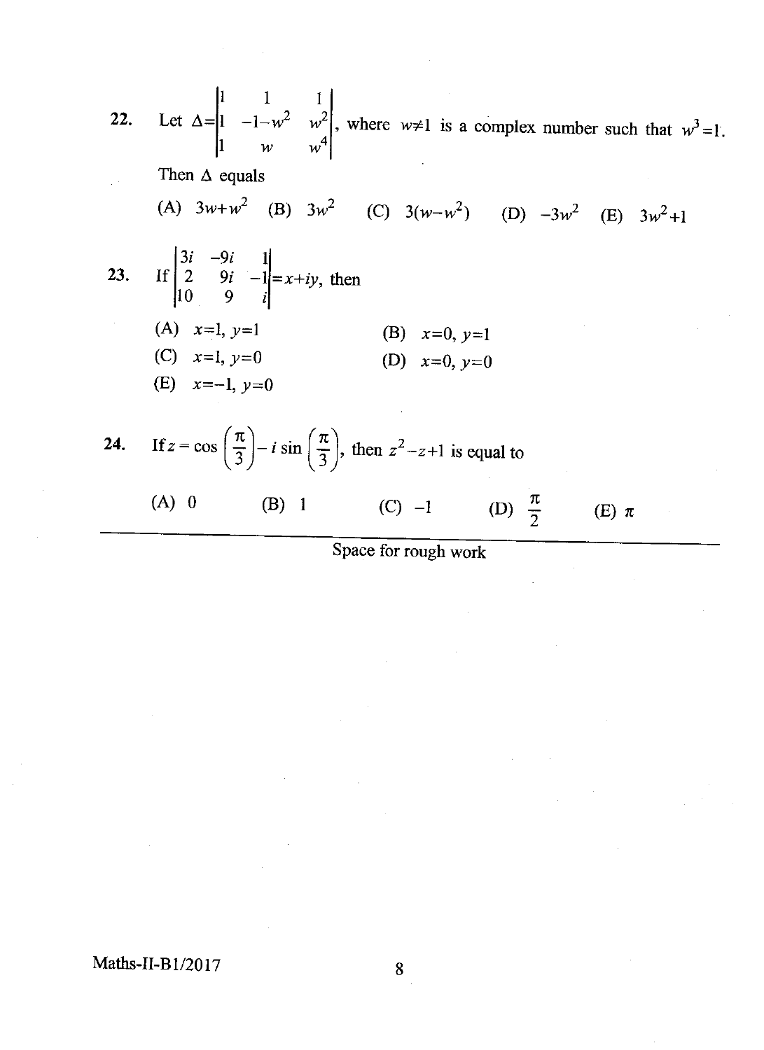22. Let $\Delta=\begin{vmatrix} 1 & 1 & 1 \\ 1 & -1-w^2 & w^2 \\ 1 & w & w^4 \end{vmatrix}$, where $w\neq 1$ is a complex number such that $w^3=1$.

Then $\Delta$ equals

(A) $3w+w^2$ (B) $3w^2$ (C) $3(w-w^2)$ (D) $-3w^2$ (E) $3w^2+1$

23. If $\begin{vmatrix} 3i & -9i & 1 \\ 2 & 9i & -1 \\ 10 & 9 & i \end{vmatrix}=x+iy$, then

(A) $x=1, y=1$

(B) $x=0, y=1$

(C) $x=1, y=0$

(D) $x=0, y=0$

(E) $x=-1, y=0$

24. If $z=\cos\left(\frac{\pi}{3}\right)-i\sin\left(\frac{\pi}{3}\right)$, then $z^2-z+1$ is equal to

(A) 0 (B) 1 (C) $-1$ (D) $\frac{\pi}{2}$ (E) $\pi$

Space for rough work

Maths-II-B1/2017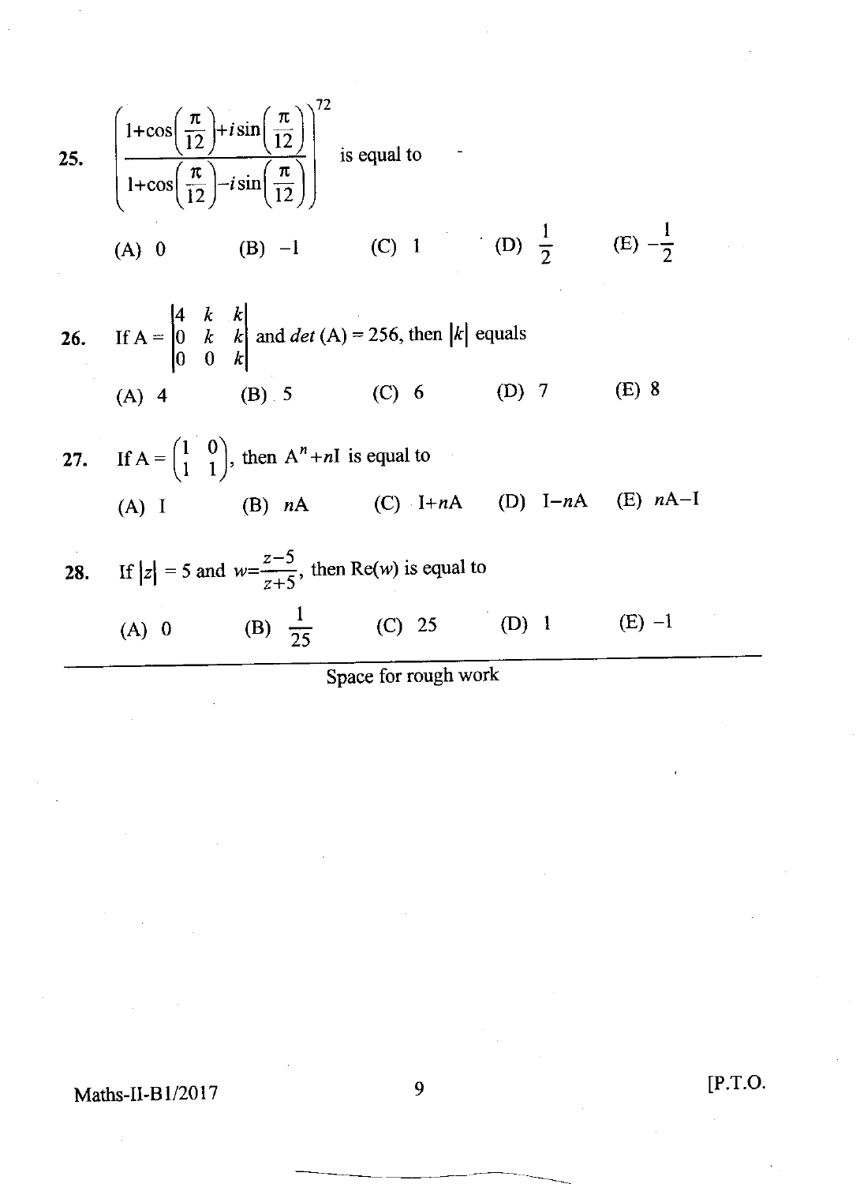25. $\left(\dfrac{1+\cos\left(\dfrac{\pi}{12}\right)+i\sin\left(\dfrac{\pi}{12}\right)}{1+\cos\left(\dfrac{\pi}{12}\right)-i\sin\left(\dfrac{\pi}{12}\right)}\right)^{72}$ is equal to

(A) 0 (B) $-1$ (C) 1 (D) $\dfrac{1}{2}$ (E) $-\dfrac{1}{2}$

26. If A = $\begin{vmatrix} 4 & k & k \\ 0 & k & k \\ 0 & 0 & k \end{vmatrix}$ and *det* (A) = 256, then $|k|$ equals

(A) 4 (B) 5 (C) 6 (D) 7 (E) 8

27. If A = $\begin{pmatrix} 1 & 0 \\ 1 & 1 \end{pmatrix}$, then $A^n + nI$ is equal to

(A) I (B) $nA$ (C) $I+nA$ (D) $I-nA$ (E) $nA-I$

28. If $|z| = 5$ and $w=\dfrac{z-5}{z+5}$, then Re($w$) is equal to

(A) 0 (B) $\dfrac{1}{25}$ (C) 25 (D) 1 (E) $-1$

Space for rough work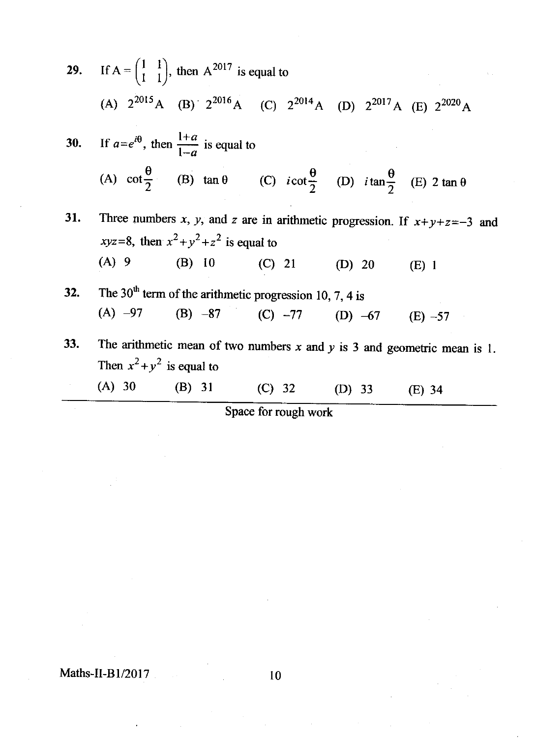29. If $A = \begin{pmatrix} 1 & 1 \\ 1 & 1 \end{pmatrix}$, then $A^{2017}$ is equal to

(A) $2^{2015}A$ (B) $2^{2016}A$ (C) $2^{2014}A$ (D) $2^{2017}A$ (E) $2^{2020}A$

30. If $a = e^{i\theta}$, then $\frac{1+a}{1-a}$ is equal to

(A) $\cot\frac{\theta}{2}$ (B) $\tan\theta$ (C) $i\cot\frac{\theta}{2}$ (D) $i\tan\frac{\theta}{2}$ (E) $2\tan\theta$

31. Three numbers $x$, $y$, and $z$ are in arithmetic progression. If $x+y+z=-3$ and $xyz=8$, then $x^2+y^2+z^2$ is equal to

(A) 9 (B) 10 (C) 21 (D) 20 (E) 1

32. The 30th term of the arithmetic progression 10, 7, 4 is

(A) –97 (B) –87 (C) –77 (D) –67 (E) –57

33. The arithmetic mean of two numbers $x$ and $y$ is 3 and geometric mean is 1. Then $x^2+y^2$ is equal to

(A) 30 (B) 31 (C) 32 (D) 33 (E) 34

Space for rough work

Maths-II-B1/2017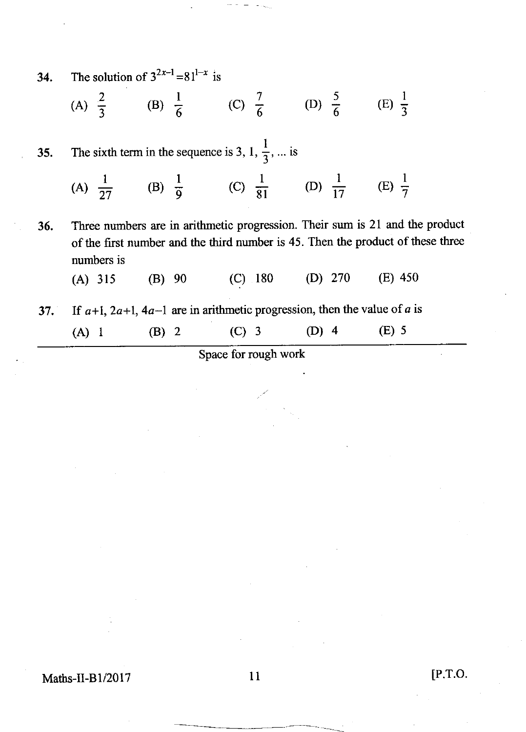34. The solution of $3^{2x-1} = 81^{1-x}$ is

(A) $\frac{2}{3}$ (B) $\frac{1}{6}$ (C) $\frac{7}{6}$ (D) $\frac{5}{6}$ (E) $\frac{1}{3}$

35. The sixth term in the sequence is 3, 1, $\frac{1}{3}$, ... is

(A) $\frac{1}{27}$ (B) $\frac{1}{9}$ (C) $\frac{1}{81}$ (D) $\frac{1}{17}$ (E) $\frac{1}{7}$

36. Three numbers are in arithmetic progression. Their sum is 21 and the product of the first number and the third number is 45. Then the product of these three numbers is

(A) 315 (B) 90 (C) 180 (D) 270 (E) 450

37. If $a+1$, $2a+1$, $4a-1$ are in arithmetic progression, then the value of $a$ is

(A) 1 (B) 2 (C) 3 (D) 4 (E) 5

Space for rough work

Maths-II-B1/2017

[P.T.O.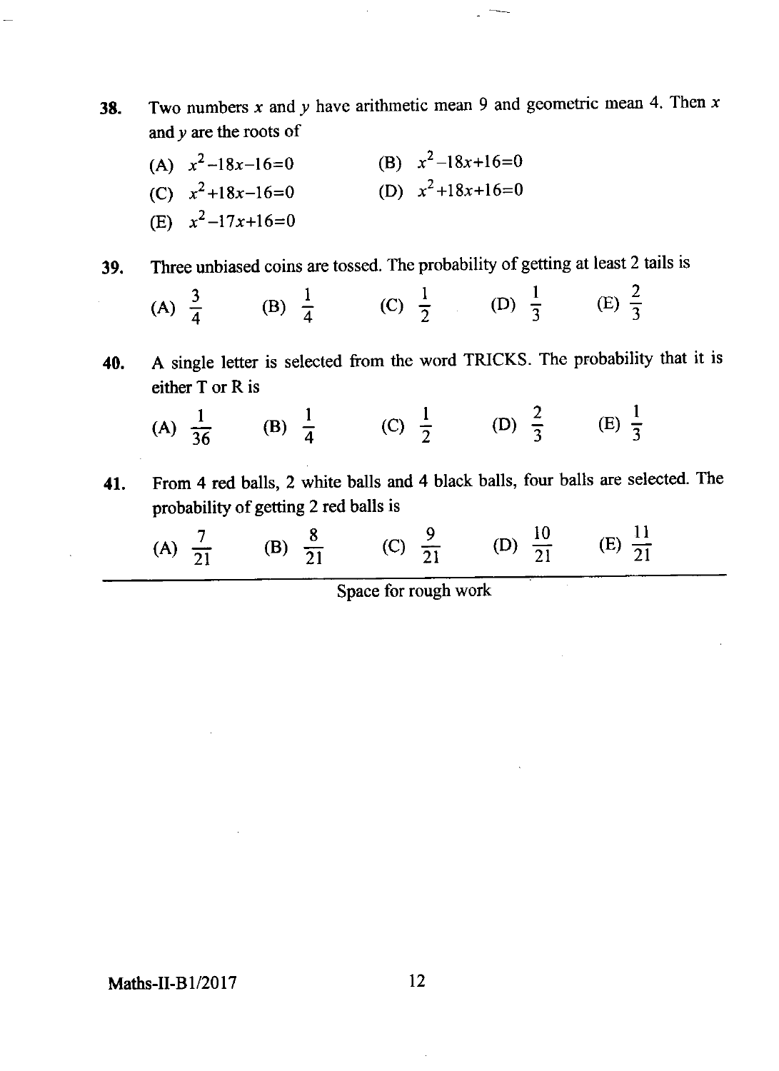38. Two numbers $x$ and $y$ have arithmetic mean 9 and geometric mean 4. Then $x$ and $y$ are the roots of

(A) $x^2-18x-16=0$ (B) $x^2-18x+16=0$

(C) $x^2+18x-16=0$ (D) $x^2+18x+16=0$

(E) $x^2-17x+16=0$

39. Three unbiased coins are tossed. The probability of getting at least 2 tails is

(A) $\frac{3}{4}$ (B) $\frac{1}{4}$ (C) $\frac{1}{2}$ (D) $\frac{1}{3}$ (E) $\frac{2}{3}$

40. A single letter is selected from the word TRICKS. The probability that it is either T or R is

(A) $\frac{1}{36}$ (B) $\frac{1}{4}$ (C) $\frac{1}{2}$ (D) $\frac{2}{3}$ (E) $\frac{1}{3}$

41. From 4 red balls, 2 white balls and 4 black balls, four balls are selected. The probability of getting 2 red balls is

(A) $\frac{7}{21}$ (B) $\frac{8}{21}$ (C) $\frac{9}{21}$ (D) $\frac{10}{21}$ (E) $\frac{11}{21}$

---

Space for rough work

Maths-II-B1/2017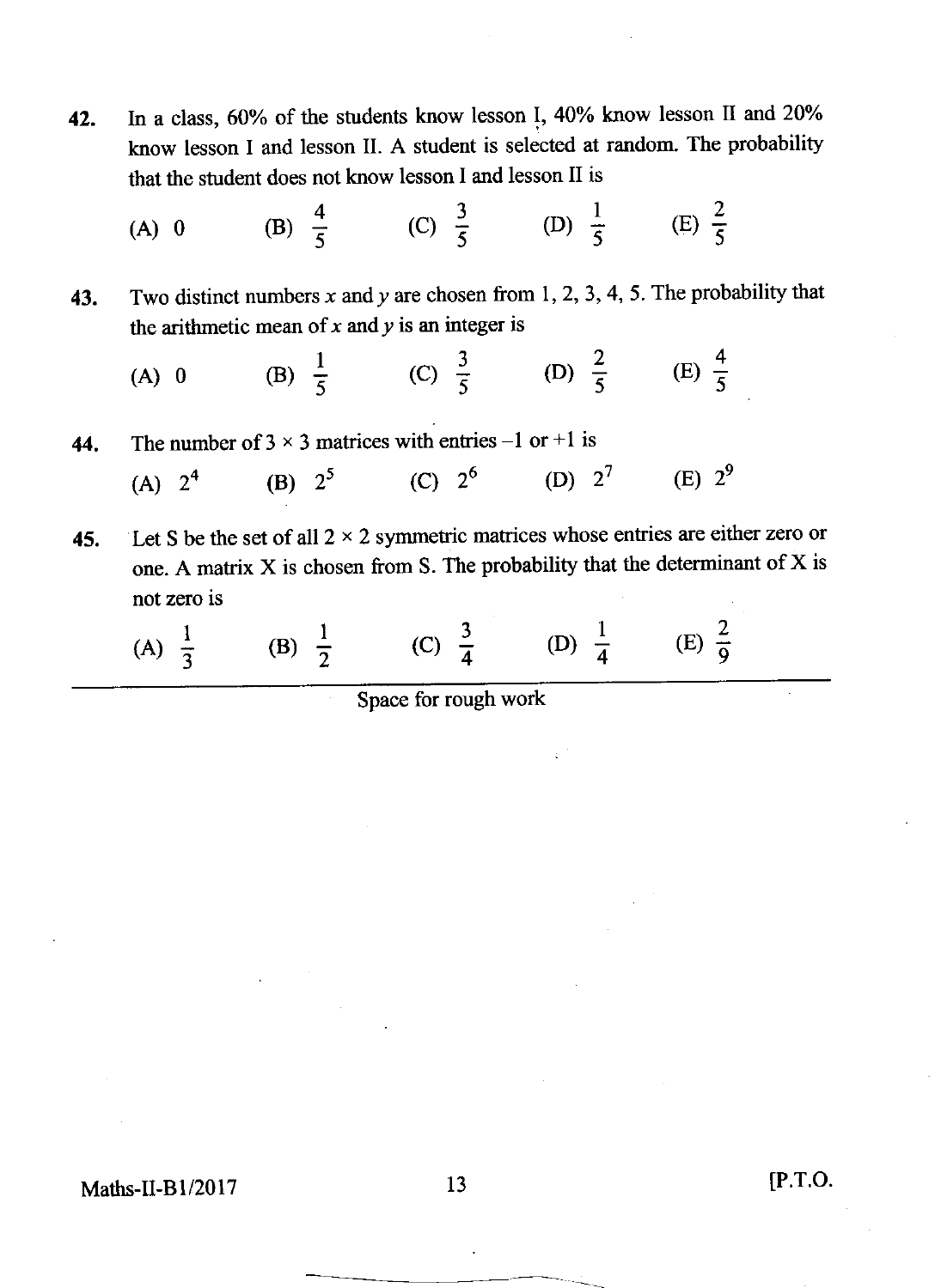42. In a class, 60% of the students know lesson I, 40% know lesson II and 20% know lesson I and lesson II. A student is selected at random. The probability that the student does not know lesson I and lesson II is

(A) 0 (B) $\frac{4}{5}$ (C) $\frac{3}{5}$ (D) $\frac{1}{5}$ (E) $\frac{2}{5}$

43. Two distinct numbers $x$ and $y$ are chosen from 1, 2, 3, 4, 5. The probability that the arithmetic mean of $x$ and $y$ is an integer is

(A) 0 (B) $\frac{1}{5}$ (C) $\frac{3}{5}$ (D) $\frac{2}{5}$ (E) $\frac{4}{5}$

44. The number of $3 \times 3$ matrices with entries $-1$ or $+1$ is

(A) $2^4$ (B) $2^5$ (C) $2^6$ (D) $2^7$ (E) $2^9$

45. Let S be the set of all $2 \times 2$ symmetric matrices whose entries are either zero or one. A matrix X is chosen from S. The probability that the determinant of X is not zero is

(A) $\frac{1}{3}$ (B) $\frac{1}{2}$ (C) $\frac{3}{4}$ (D) $\frac{1}{4}$ (E) $\frac{2}{9}$

Space for rough work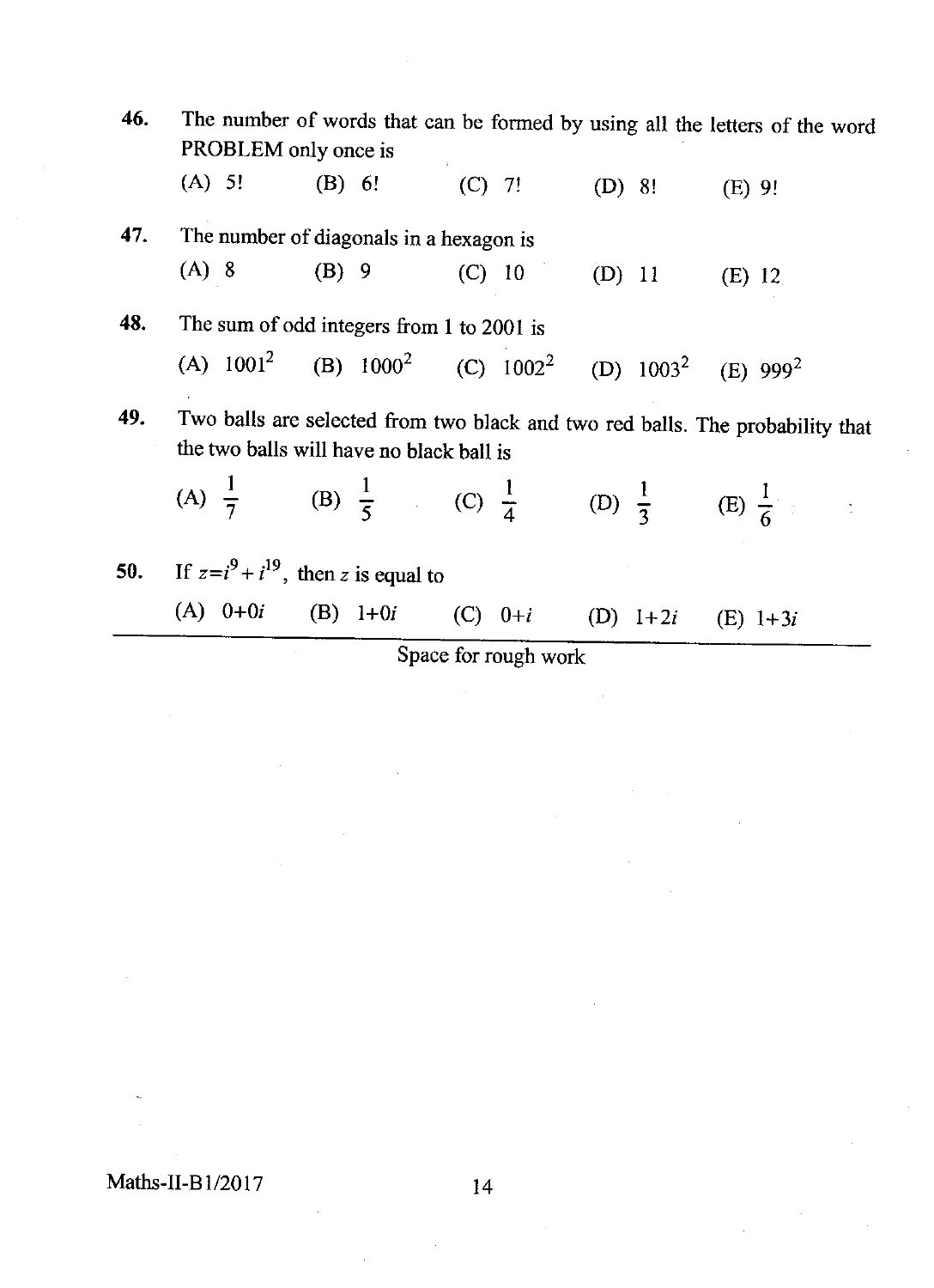46. The number of words that can be formed by using all the letters of the word PROBLEM only once is

(A) 5! (B) 6! (C) 7! (D) 8! (E) 9!

47. The number of diagonals in a hexagon is

(A) 8 (B) 9 (C) 10 (D) 11 (E) 12

48. The sum of odd integers from 1 to 2001 is

(A) $1001^2$ (B) $1000^2$ (C) $1002^2$ (D) $1003^2$ (E) $999^2$

49. Two balls are selected from two black and two red balls. The probability that the two balls will have no black ball is

(A) $\frac{1}{7}$ (B) $\frac{1}{5}$ (C) $\frac{1}{4}$ (D) $\frac{1}{3}$ (E) $\frac{1}{6}$

50. If $z=i^9+i^{19}$, then $z$ is equal to

(A) $0+0i$ (B) $1+0i$ (C) $0+i$ (D) $1+2i$ (E) $1+3i$

Space for rough work

Maths-II-B1/2017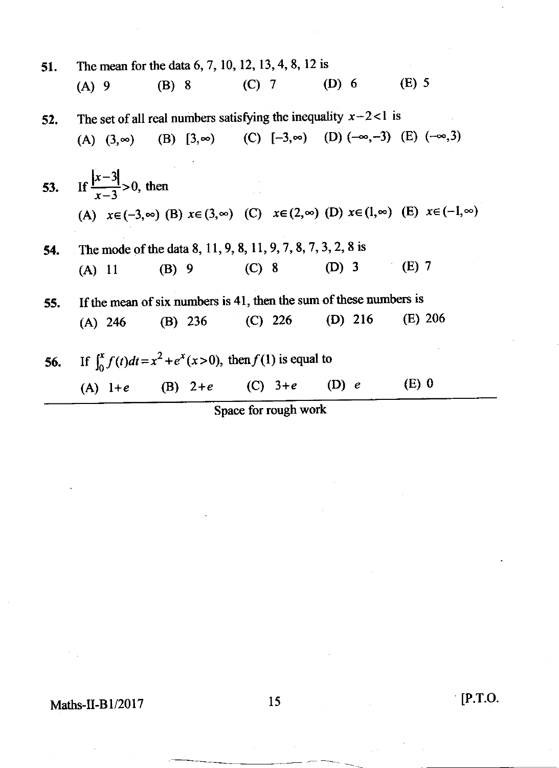51. The mean for the data 6, 7, 10, 12, 13, 4, 8, 12 is

(A) 9 (B) 8 (C) 7 (D) 6 (E) 5

52. The set of all real numbers satisfying the inequality $x-2<1$ is

(A) $(3,\infty)$ (B) $[3,\infty)$ (C) $[-3,\infty)$ (D) $(-\infty,-3)$ (E) $(-\infty,3)$

53. If $\frac{|x-3|}{x-3}>0$, then

(A) $x\in(-3,\infty)$ (B) $x\in(3,\infty)$ (C) $x\in(2,\infty)$ (D) $x\in(1,\infty)$ (E) $x\in(-1,\infty)$

54. The mode of the data 8, 11, 9, 8, 11, 9, 7, 8, 7, 3, 2, 8 is

(A) 11 (B) 9 (C) 8 (D) 3 (E) 7

55. If the mean of six numbers is 41, then the sum of these numbers is

(A) 246 (B) 236 (C) 226 (D) 216 (E) 206

56. If $\int_0^x f(t)dt = x^2 + e^x (x>0)$, then $f(1)$ is equal to

(A) $1+e$ (B) $2+e$ (C) $3+e$ (D) $e$ (E) 0

Space for rough work

Maths-II-B1/2017

[P.T.O.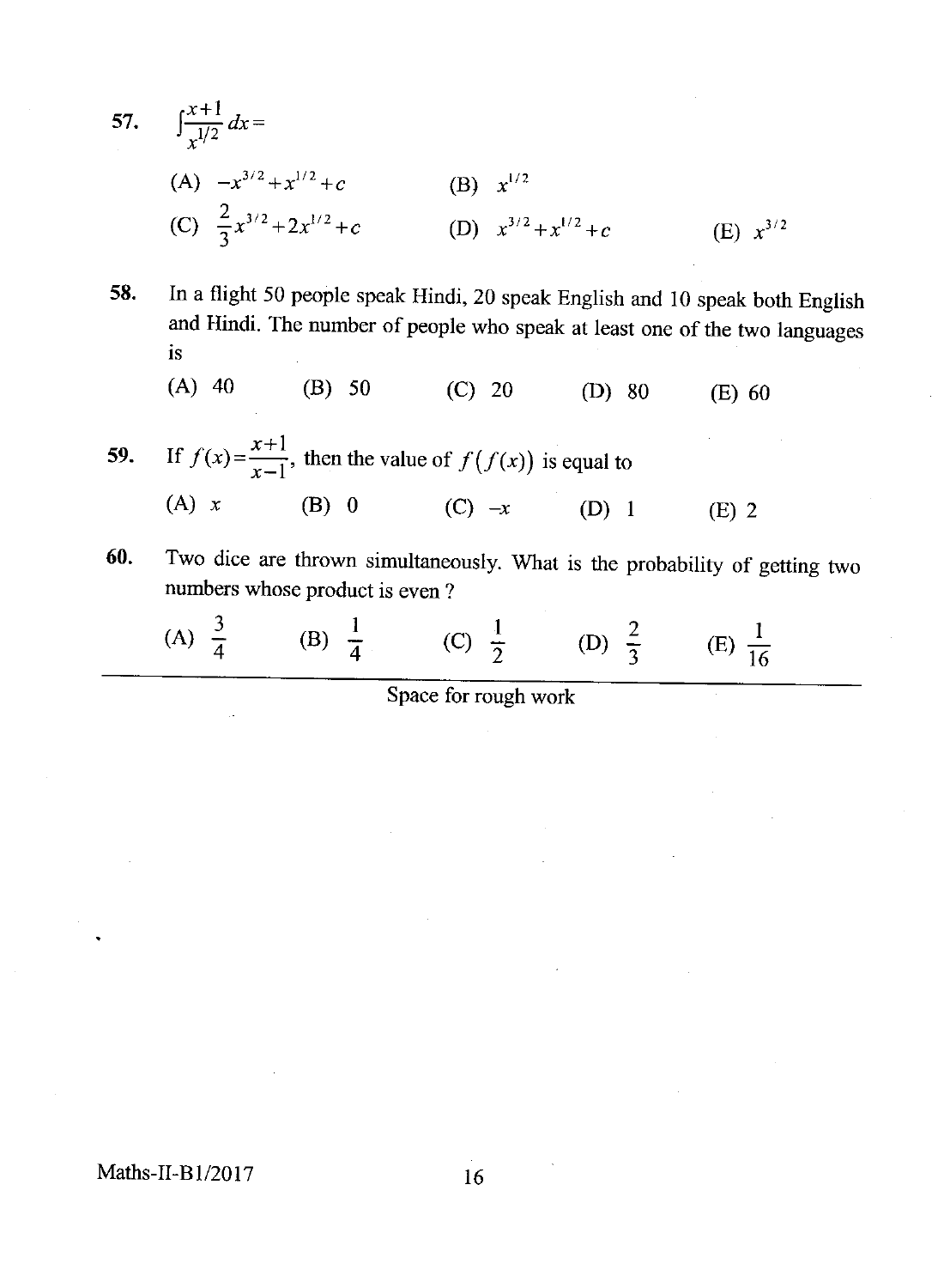57. $\int \frac{x+1}{x^{1/2}} dx =$

(A) $-x^{3/2} + x^{1/2} + c$
(B) $x^{1/2}$
(C) $\frac{2}{3}x^{3/2} + 2x^{1/2} + c$
(D) $x^{3/2} + x^{1/2} + c$
(E) $x^{3/2}$

58. In a flight 50 people speak Hindi, 20 speak English and 10 speak both English and Hindi. The number of people who speak at least one of the two languages is

(A) 40
(B) 50
(C) 20
(D) 80
(E) 60

59. If $f(x) = \frac{x+1}{x-1}$, then the value of $f(f(x))$ is equal to

(A) $x$
(B) 0
(C) $-x$
(D) 1
(E) 2

60. Two dice are thrown simultaneously. What is the probability of getting two numbers whose product is even ?

(A) $\frac{3}{4}$
(B) $\frac{1}{4}$
(C) $\frac{1}{2}$
(D) $\frac{2}{3}$
(E) $\frac{1}{16}$

Space for rough work

Maths-II-B1/2017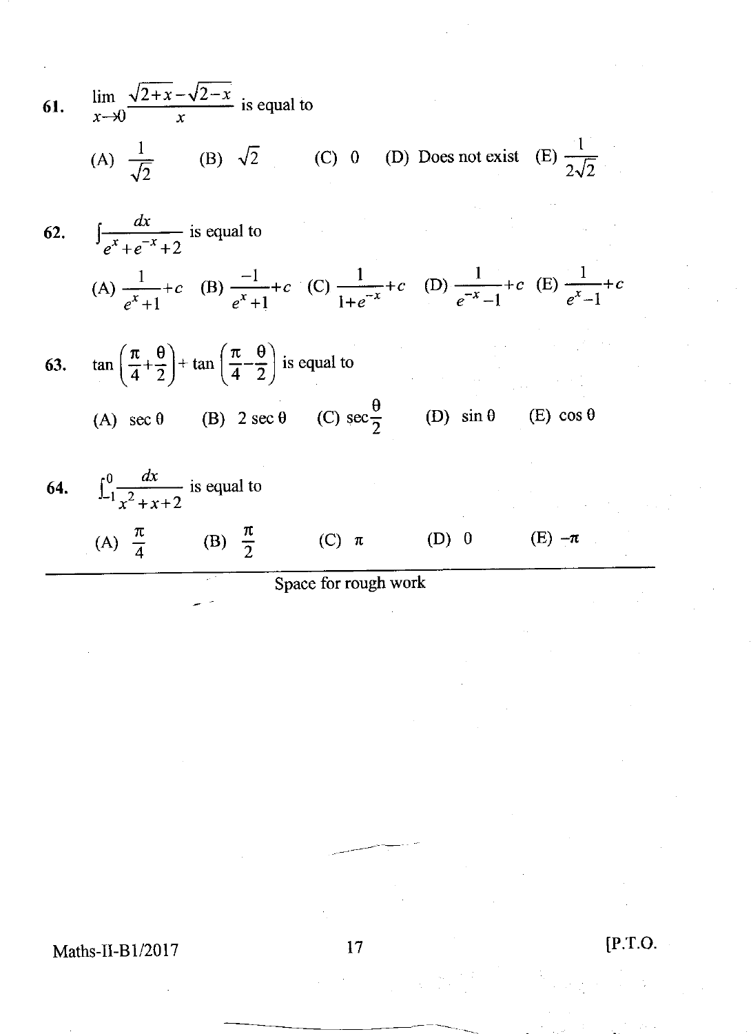61. $\lim_{x \to 0} \frac{\sqrt{2+x}-\sqrt{2-x}}{x}$ is equal to

(A) $\frac{1}{\sqrt{2}}$ (B) $\sqrt{2}$ (C) 0 (D) Does not exist (E) $\frac{1}{2\sqrt{2}}$

62. $\int \frac{dx}{e^x+e^{-x}+2}$ is equal to

(A) $\frac{1}{e^x+1}+c$ (B) $\frac{-1}{e^x+1}+c$ (C) $\frac{1}{1+e^{-x}}+c$ (D) $\frac{1}{e^{-x}-1}+c$ (E) $\frac{1}{e^x-1}+c$

63. $\tan\left(\frac{\pi}{4}+\frac{\theta}{2}\right)+\tan\left(\frac{\pi}{4}-\frac{\theta}{2}\right)$ is equal to

(A) $\sec\theta$ (B) $2\sec\theta$ (C) $\sec\frac{\theta}{2}$ (D) $\sin\theta$ (E) $\cos\theta$

64. $\int_{-1}^{0} \frac{dx}{x^2+x+2}$ is equal to

(A) $\frac{\pi}{4}$ (B) $\frac{\pi}{2}$ (C) $\pi$ (D) 0 (E) $-\pi$

Space for rough work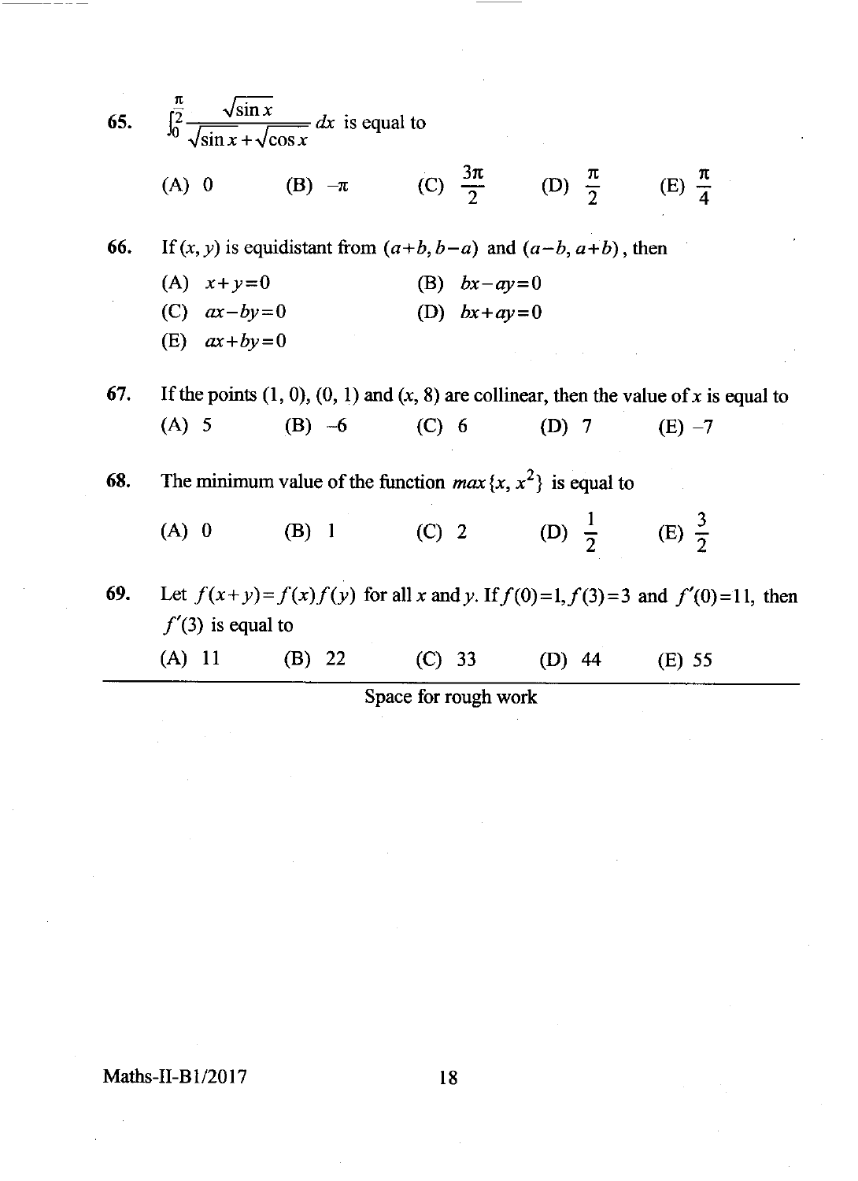65. $\int_0^{\frac{\pi}{2}} \frac{\sqrt{\sin x}}{\sqrt{\sin x}+\sqrt{\cos x}}\, dx$ is equal to

(A) 0 (B) $-\pi$ (C) $\frac{3\pi}{2}$ (D) $\frac{\pi}{2}$ (E) $\frac{\pi}{4}$

66. If $(x, y)$ is equidistant from $(a+b, b-a)$ and $(a-b, a+b)$, then

(A) $x+y=0$

(B) $bx-ay=0$

(C) $ax-by=0$

(D) $bx+ay=0$

(E) $ax+by=0$

67. If the points (1, 0), (0, 1) and $(x, 8)$ are collinear, then the value of $x$ is equal to

(A) 5 (B) $-6$ (C) 6 (D) 7 (E) $-7$

68. The minimum value of the function $max\{x, x^2\}$ is equal to

(A) 0 (B) 1 (C) 2 (D) $\frac{1}{2}$ (E) $\frac{3}{2}$

69. Let $f(x+y)=f(x)f(y)$ for all $x$ and $y$. If $f(0)=1, f(3)=3$ and $f'(0)=11$, then $f'(3)$ is equal to

(A) 11 (B) 22 (C) 33 (D) 44 (E) 55

Space for rough work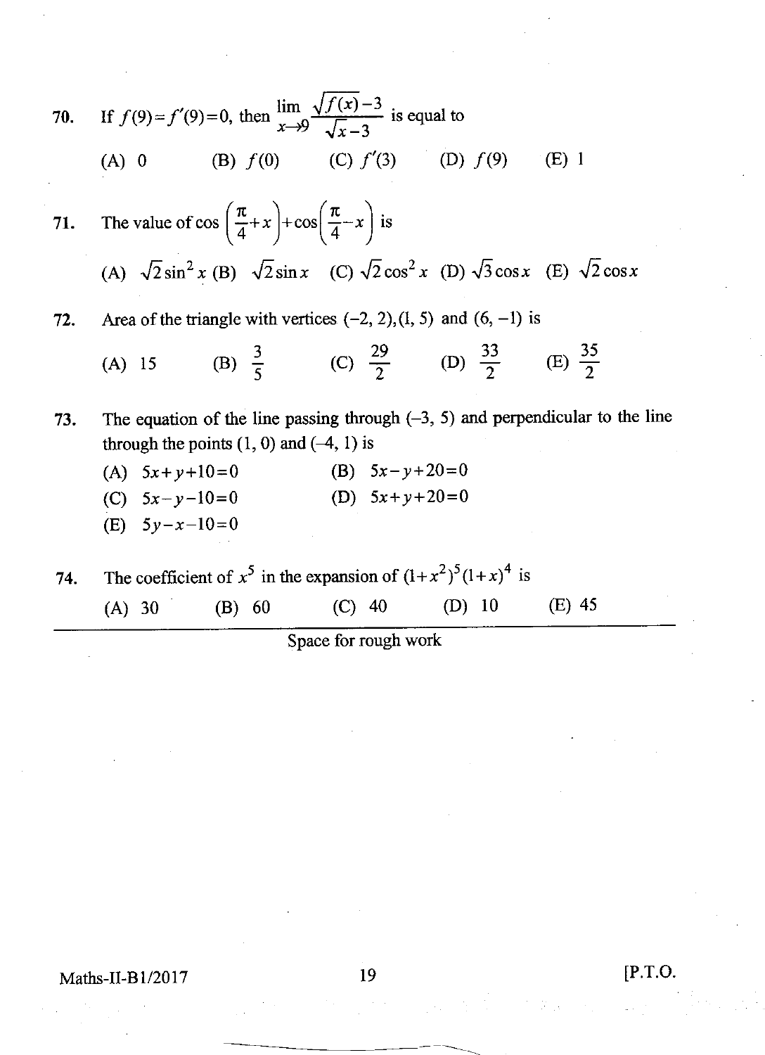70. If $f(9)=f'(9)=0$, then $\lim_{x\to 9}\frac{\sqrt{f(x)}-3}{\sqrt{x}-3}$ is equal to

(A) 0 (B) $f(0)$ (C) $f'(3)$ (D) $f(9)$ (E) 1

71. The value of $\cos\left(\frac{\pi}{4}+x\right)+\cos\left(\frac{\pi}{4}-x\right)$ is

(A) $\sqrt{2}\sin^2 x$ (B) $\sqrt{2}\sin x$ (C) $\sqrt{2}\cos^2 x$ (D) $\sqrt{3}\cos x$ (E) $\sqrt{2}\cos x$

72. Area of the triangle with vertices $(-2, 2), (1, 5)$ and $(6, -1)$ is

(A) 15 (B) $\frac{3}{5}$ (C) $\frac{29}{2}$ (D) $\frac{33}{2}$ (E) $\frac{35}{2}$

73. The equation of the line passing through $(-3, 5)$ and perpendicular to the line through the points $(1, 0)$ and $(-4, 1)$ is

(A) $5x+y+10=0$
(B) $5x-y+20=0$
(C) $5x-y-10=0$
(D) $5x+y+20=0$
(E) $5y-x-10=0$

74. The coefficient of $x^5$ in the expansion of $(1+x^2)^5(1+x)^4$ is

(A) 30 (B) 60 (C) 40 (D) 10 (E) 45

Space for rough work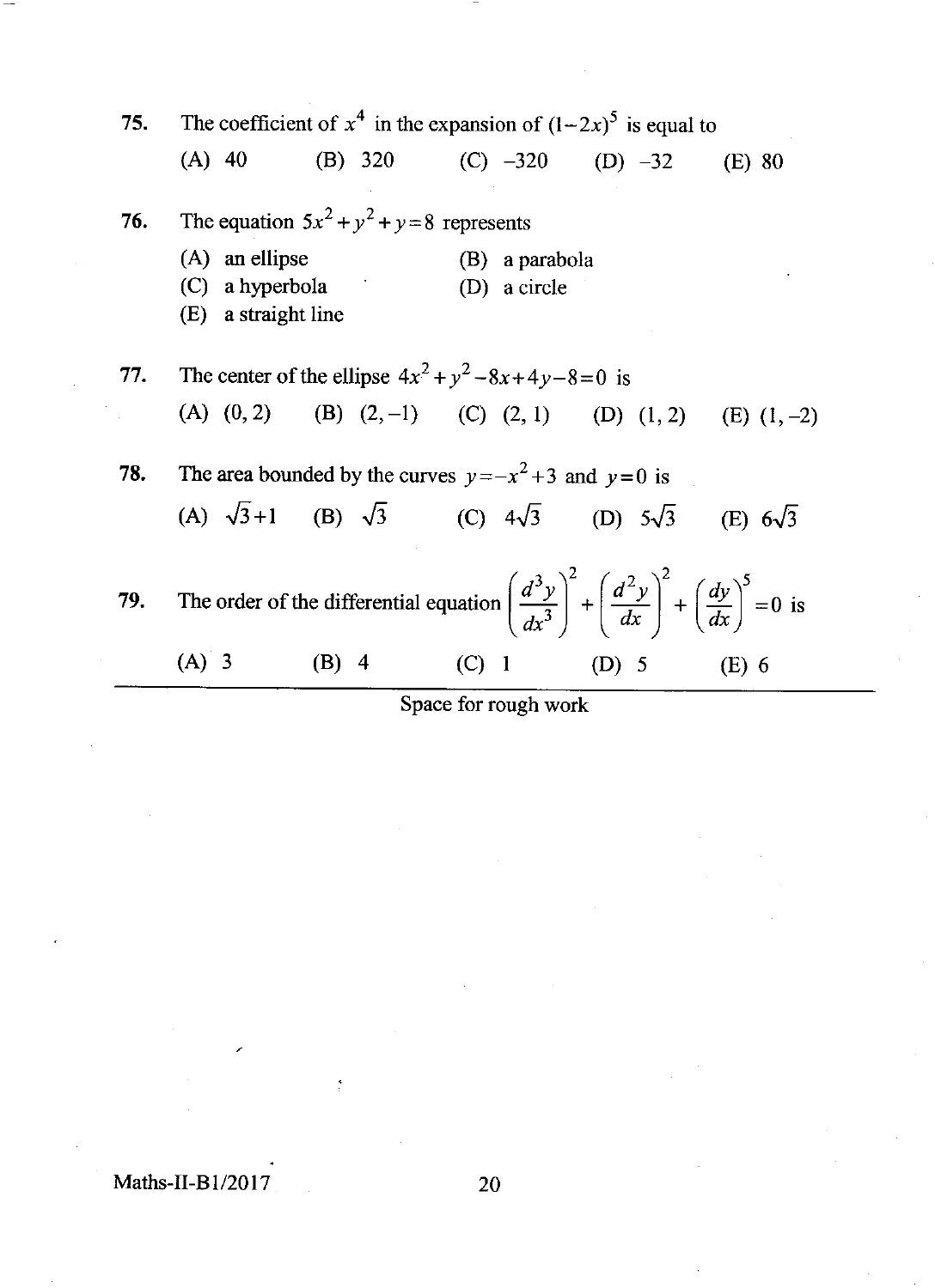75. The coefficient of $x^4$ in the expansion of $(1-2x)^5$ is equal to

(A) 40 (B) 320 (C) –320 (D) –32 (E) 80

76. The equation $5x^2+y^2+y=8$ represents

(A) an ellipse
(B) a parabola
(C) a hyperbola
(D) a circle
(E) a straight line

77. The center of the ellipse $4x^2+y^2-8x+4y-8=0$ is

(A) (0, 2) (B) (2, –1) (C) (2, 1) (D) (1, 2) (E) (1, –2)

78. The area bounded by the curves $y=-x^2+3$ and $y=0$ is

(A) $\sqrt{3}+1$ (B) $\sqrt{3}$ (C) $4\sqrt{3}$ (D) $5\sqrt{3}$ (E) $6\sqrt{3}$

79. The order of the differential equation $\left(\frac{d^3y}{dx^3}\right)^2+\left(\frac{d^2y}{dx}\right)^2+\left(\frac{dy}{dx}\right)^5=0$ is

(A) 3 (B) 4 (C) 1 (D) 5 (E) 6

Space for rough work

Maths-II-B1/2017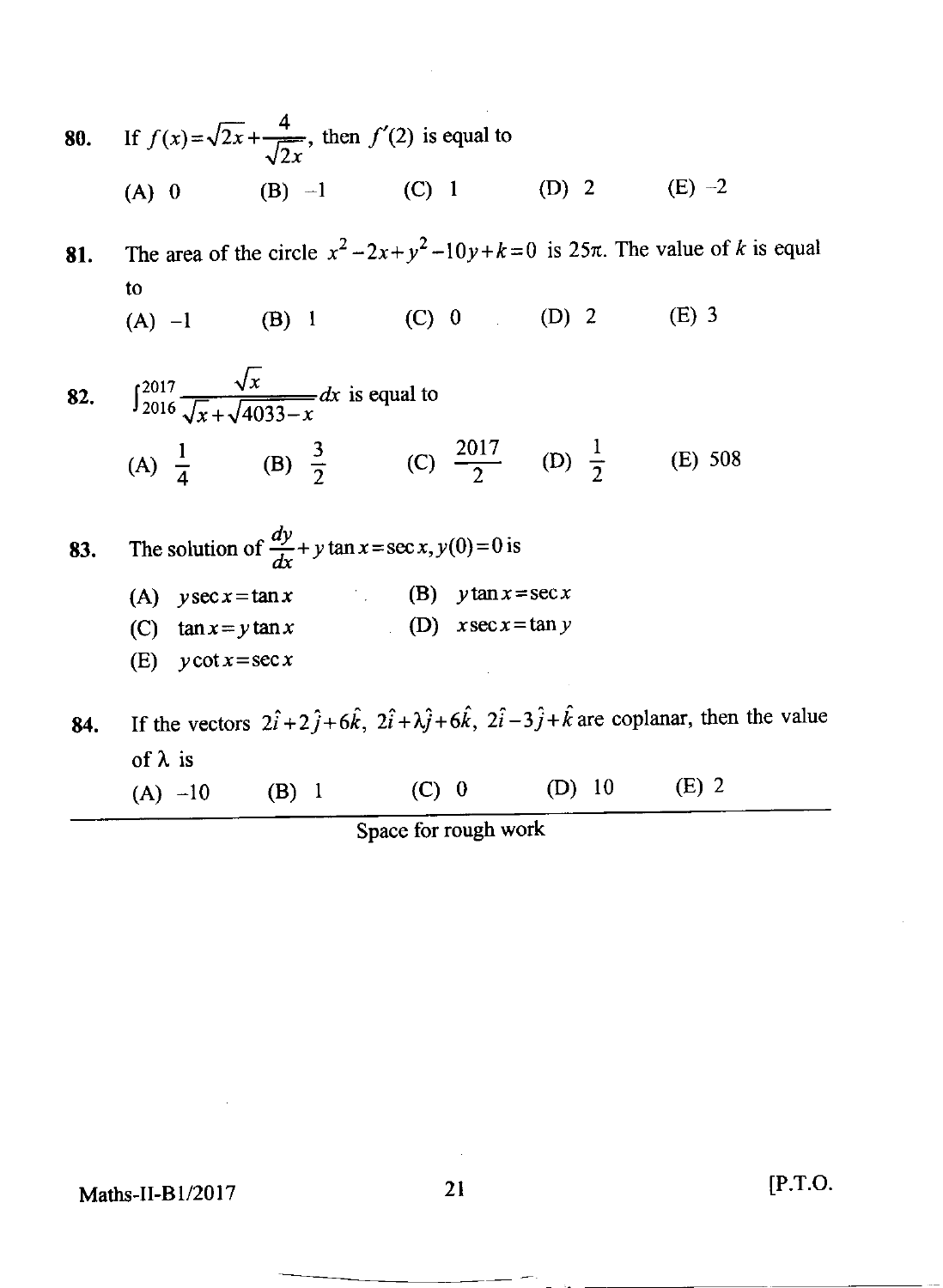80. If $f(x)=\sqrt{2x}+\dfrac{4}{\sqrt{2x}}$, then $f'(2)$ is equal to

(A) 0 (B) $-1$ (C) 1 (D) 2 (E) $-2$

81. The area of the circle $x^2-2x+y^2-10y+k=0$ is $25\pi$. The value of $k$ is equal to

(A) $-1$ (B) 1 (C) 0 (D) 2 (E) 3

82. $\int_{2016}^{2017} \dfrac{\sqrt{x}}{\sqrt{x}+\sqrt{4033-x}}dx$ is equal to

(A) $\dfrac{1}{4}$ (B) $\dfrac{3}{2}$ (C) $\dfrac{2017}{2}$ (D) $\dfrac{1}{2}$ (E) 508

83. The solution of $\dfrac{dy}{dx}+y\tan x=\sec x, y(0)=0$ is

(A) $y\sec x=\tan x$ (B) $y\tan x=\sec x$

(C) $\tan x=y\tan x$ (D) $x\sec x=\tan y$

(E) $y\cot x=\sec x$

84. If the vectors $2\hat{i}+2\hat{j}+6\hat{k}$, $2\hat{i}+\lambda\hat{j}+6\hat{k}$, $2\hat{i}-3\hat{j}+\hat{k}$ are coplanar, then the value of $\lambda$ is

(A) $-10$ (B) 1 (C) 0 (D) 10 (E) 2

Space for rough work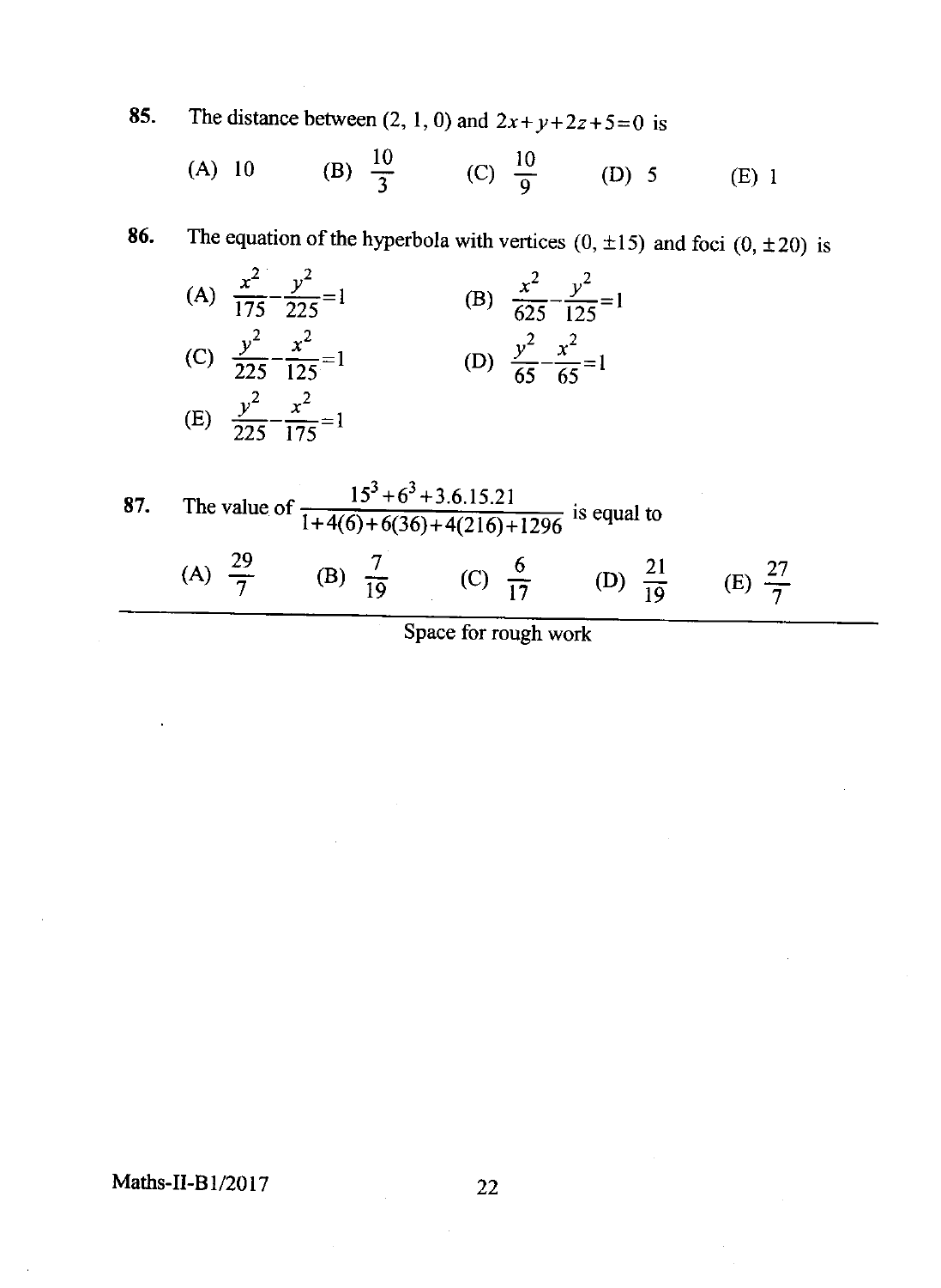85. The distance between (2, 1, 0) and $2x+y+2z+5=0$ is

(A) 10 (B) $\frac{10}{3}$ (C) $\frac{10}{9}$ (D) 5 (E) 1

86. The equation of the hyperbola with vertices $(0, \pm 15)$ and foci $(0, \pm 20)$ is

(A) $\frac{x^2}{175}-\frac{y^2}{225}=1$

(B) $\frac{x^2}{625}-\frac{y^2}{125}=1$

(C) $\frac{y^2}{225}-\frac{x^2}{125}=1$

(D) $\frac{y^2}{65}-\frac{x^2}{65}=1$

(E) $\frac{y^2}{225}-\frac{x^2}{175}=1$

87. The value of $\frac{15^3+6^3+3.6.15.21}{1+4(6)+6(36)+4(216)+1296}$ is equal to

(A) $\frac{29}{7}$ (B) $\frac{7}{19}$ (C) $\frac{6}{17}$ (D) $\frac{21}{19}$ (E) $\frac{27}{7}$

Space for rough work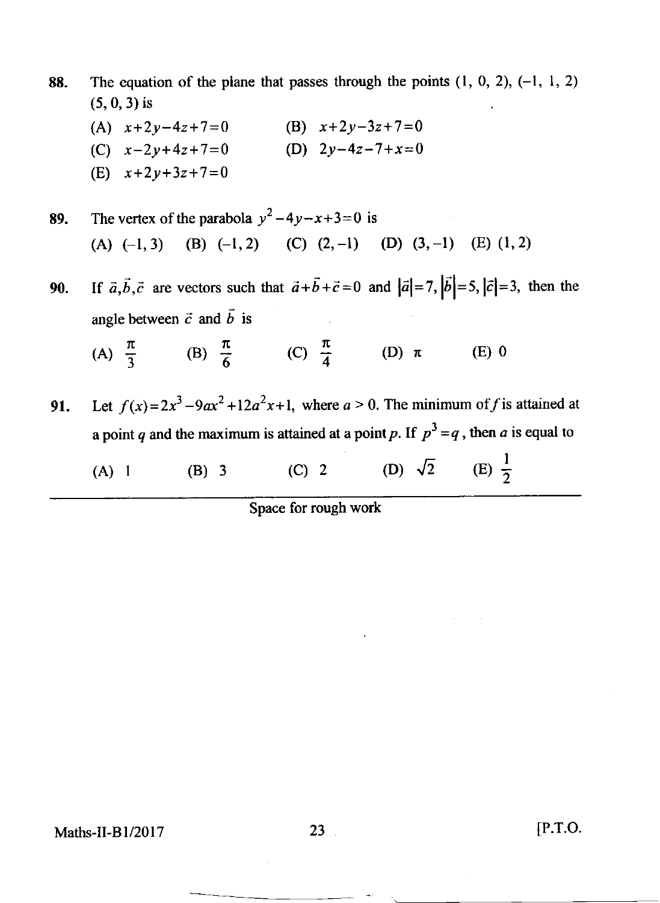88. The equation of the plane that passes through the points (1, 0, 2), (–1, 1, 2) (5, 0, 3) is

(A) $x+2y-4z+7=0$ (B) $x+2y-3z+7=0$
(C) $x-2y+4z+7=0$ (D) $2y-4z-7+x=0$
(E) $x+2y+3z+7=0$

89. The vertex of the parabola $y^2-4y-x+3=0$ is

(A) $(-1,3)$ (B) $(-1,2)$ (C) $(2,-1)$ (D) $(3,-1)$ (E) $(1,2)$

90. If $\vec{a},\vec{b},\vec{c}$ are vectors such that $\vec{a}+\vec{b}+\vec{c}=0$ and $|\vec{a}|=7, |\vec{b}|=5, |\vec{c}|=3,$ then the angle between $\vec{c}$ and $\vec{b}$ is

(A) $\frac{\pi}{3}$ (B) $\frac{\pi}{6}$ (C) $\frac{\pi}{4}$ (D) $\pi$ (E) 0

91. Let $f(x)=2x^3-9ax^2+12a^2x+1,$ where $a > 0$. The minimum of $f$ is attained at a point $q$ and the maximum is attained at a point $p$. If $p^3=q$, then $a$ is equal to

(A) 1 (B) 3 (C) 2 (D) $\sqrt{2}$ (E) $\frac{1}{2}$

Space for rough work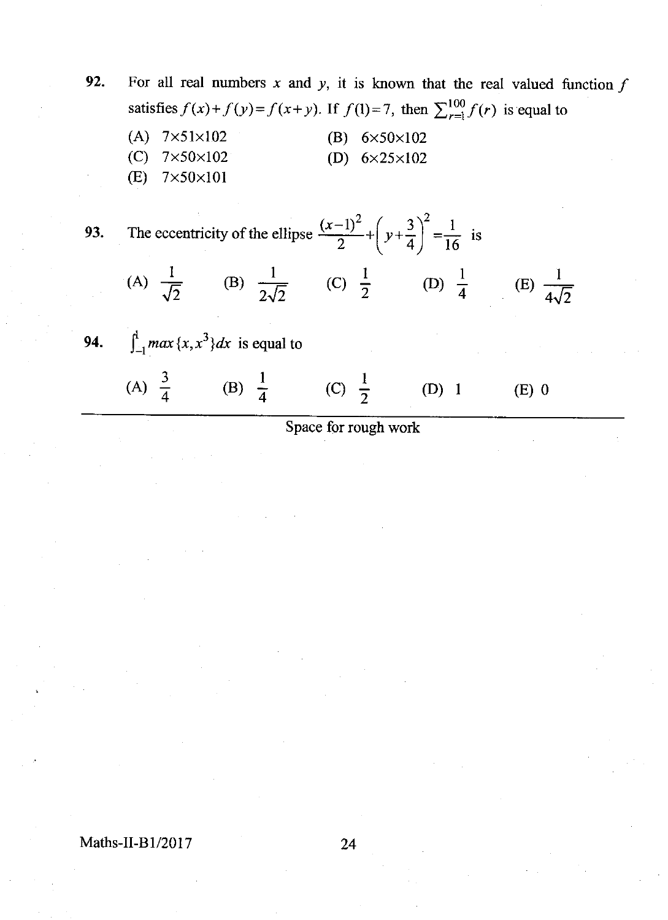92. For all real numbers $x$ and $y$, it is known that the real valued function $f$ satisfies $f(x)+f(y)=f(x+y)$. If $f(1)=7$, then $\sum_{r=1}^{100} f(r)$ is equal to

(A) $7\times51\times102$
(B) $6\times50\times102$
(C) $7\times50\times102$
(D) $6\times25\times102$
(E) $7\times50\times101$

93. The eccentricity of the ellipse $\frac{(x-1)^2}{2}+\left(y+\frac{3}{4}\right)^2=\frac{1}{16}$ is

(A) $\frac{1}{\sqrt{2}}$ (B) $\frac{1}{2\sqrt{2}}$ (C) $\frac{1}{2}$ (D) $\frac{1}{4}$ (E) $\frac{1}{4\sqrt{2}}$

94. $\int_{-1}^{1} max\{x,x^3\}dx$ is equal to

(A) $\frac{3}{4}$ (B) $\frac{1}{4}$ (C) $\frac{1}{2}$ (D) 1 (E) 0

Space for rough work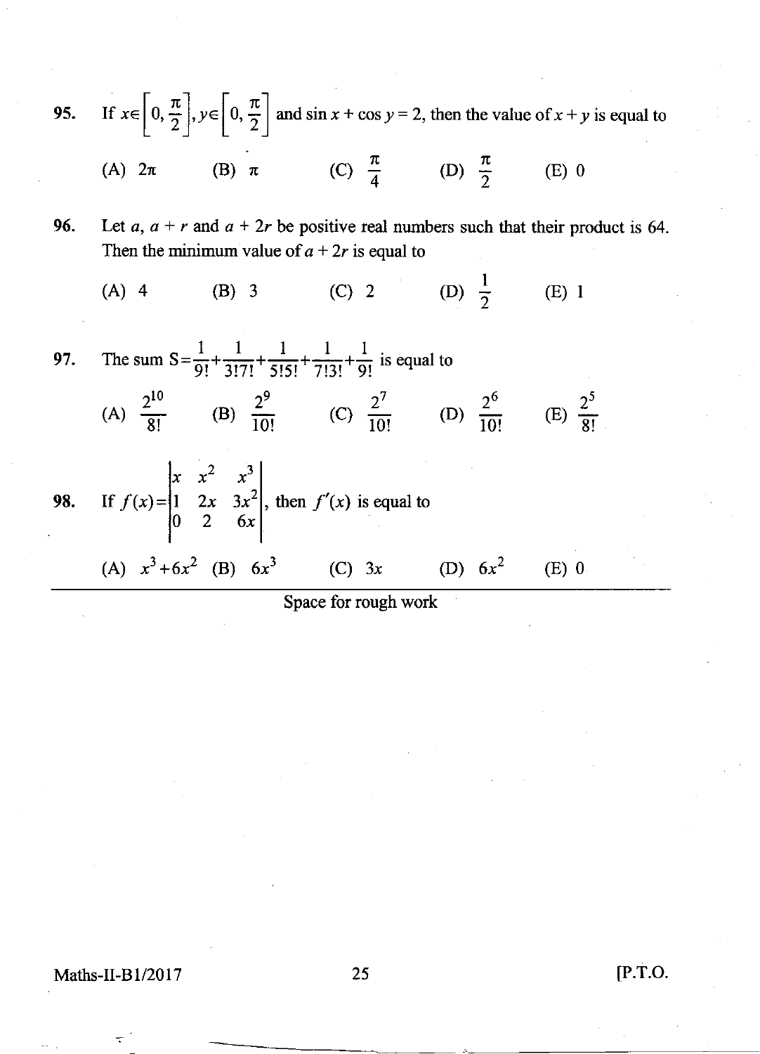95. If $x \in \left[0, \frac{\pi}{2}\right], y \in \left[0, \frac{\pi}{2}\right]$ and $\sin x + \cos y = 2$, then the value of $x + y$ is equal to

(A) $2\pi$ (B) $\pi$ (C) $\frac{\pi}{4}$ (D) $\frac{\pi}{2}$ (E) 0

96. Let $a$, $a + r$ and $a + 2r$ be positive real numbers such that their product is 64. Then the minimum value of $a + 2r$ is equal to

(A) 4 (B) 3 (C) 2 (D) $\frac{1}{2}$ (E) 1

97. The sum $S = \frac{1}{9!} + \frac{1}{3!7!} + \frac{1}{5!5!} + \frac{1}{7!3!} + \frac{1}{9!}$ is equal to

(A) $\frac{2^{10}}{8!}$ (B) $\frac{2^9}{10!}$ (C) $\frac{2^7}{10!}$ (D) $\frac{2^6}{10!}$ (E) $\frac{2^5}{8!}$

98. If $f(x) = \begin{vmatrix} x & x^2 & x^3 \\ 1 & 2x & 3x^2 \\ 0 & 2 & 6x \end{vmatrix}$, then $f'(x)$ is equal to

(A) $x^3 + 6x^2$ (B) $6x^3$ (C) $3x$ (D) $6x^2$ (E) 0

Space for rough work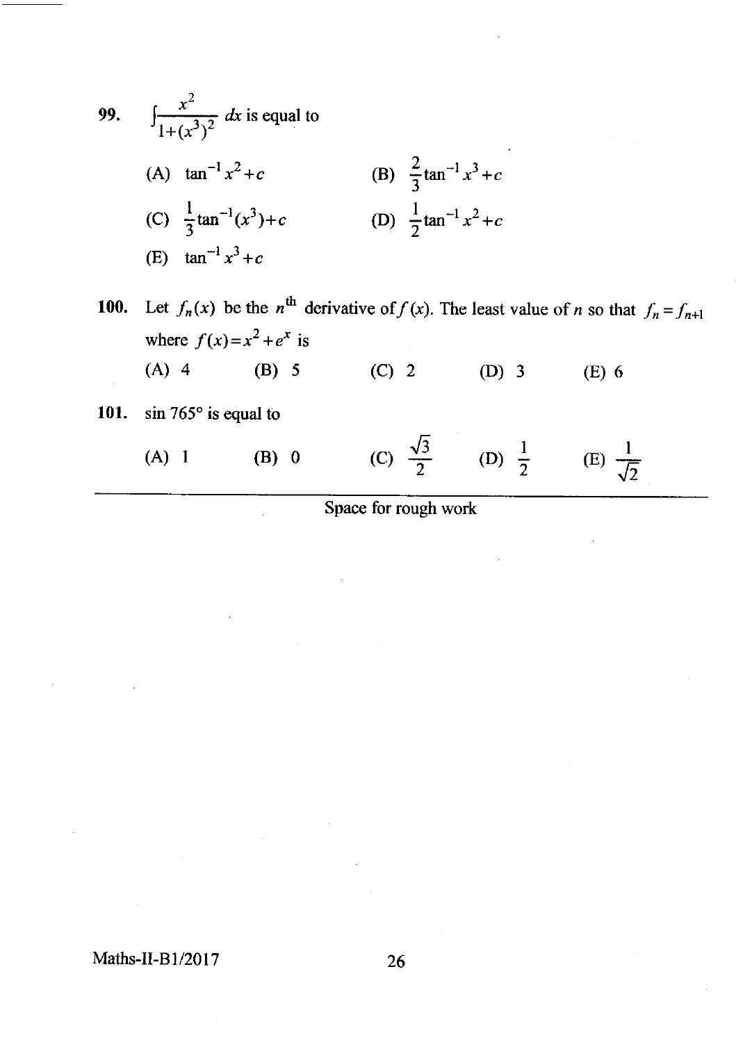99. $\int \frac{x^2}{1+(x^3)^2}\, dx$ is equal to

(A) $\tan^{-1} x^2 + c$

(B) $\frac{2}{3}\tan^{-1} x^3 + c$

(C) $\frac{1}{3}\tan^{-1}(x^3) + c$

(D) $\frac{1}{2}\tan^{-1} x^2 + c$

(E) $\tan^{-1} x^3 + c$

100. Let $f_n(x)$ be the $n^{\text{th}}$ derivative of $f(x)$. The least value of $n$ so that $f_n = f_{n+1}$ where $f(x) = x^2 + e^x$ is

(A) 4 (B) 5 (C) 2 (D) 3 (E) 6

101. $\sin 765°$ is equal to

(A) 1 (B) 0 (C) $\frac{\sqrt{3}}{2}$ (D) $\frac{1}{2}$ (E) $\frac{1}{\sqrt{2}}$

Space for rough work

Maths-II-B1/2017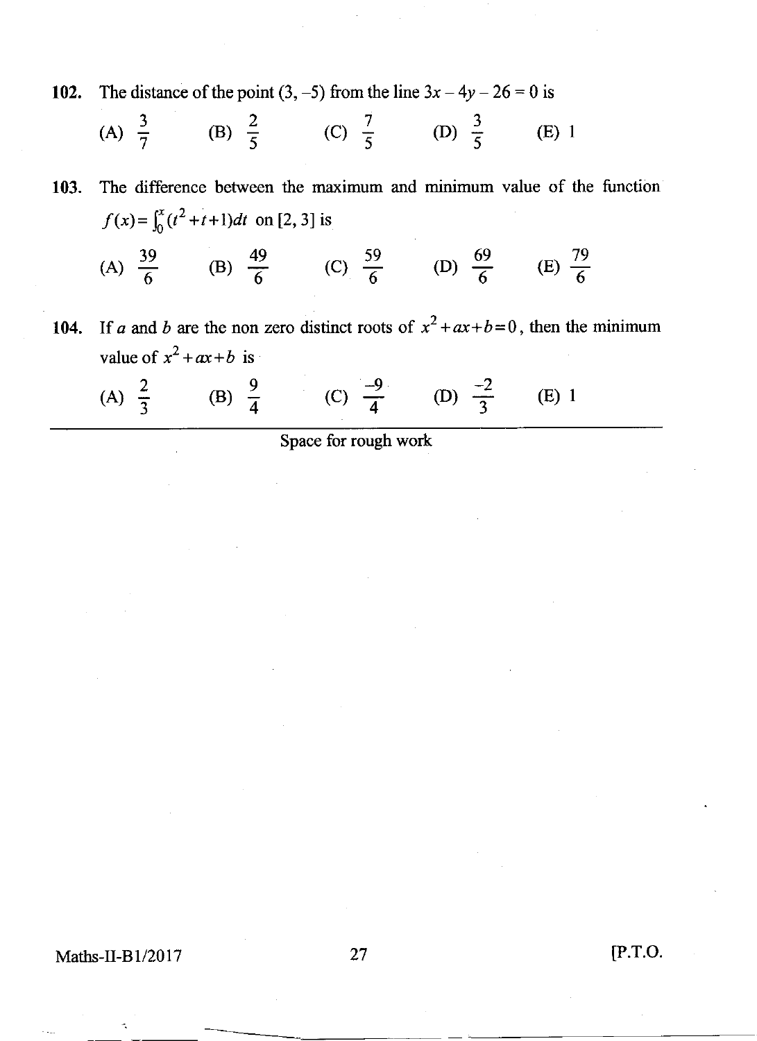102. The distance of the point $(3, -5)$ from the line $3x - 4y - 26 = 0$ is

(A) $\frac{3}{7}$ (B) $\frac{2}{5}$ (C) $\frac{7}{5}$ (D) $\frac{3}{5}$ (E) 1

103. The difference between the maximum and minimum value of the function $f(x) = \int_0^x (t^2 + t + 1)dt$ on $[2, 3]$ is

(A) $\frac{39}{6}$ (B) $\frac{49}{6}$ (C) $\frac{59}{6}$ (D) $\frac{69}{6}$ (E) $\frac{79}{6}$

104. If $a$ and $b$ are the non zero distinct roots of $x^2 + ax + b = 0$, then the minimum value of $x^2 + ax + b$ is

(A) $\frac{2}{3}$ (B) $\frac{9}{4}$ (C) $\frac{-9}{4}$ (D) $\frac{-2}{3}$ (E) 1

Space for rough work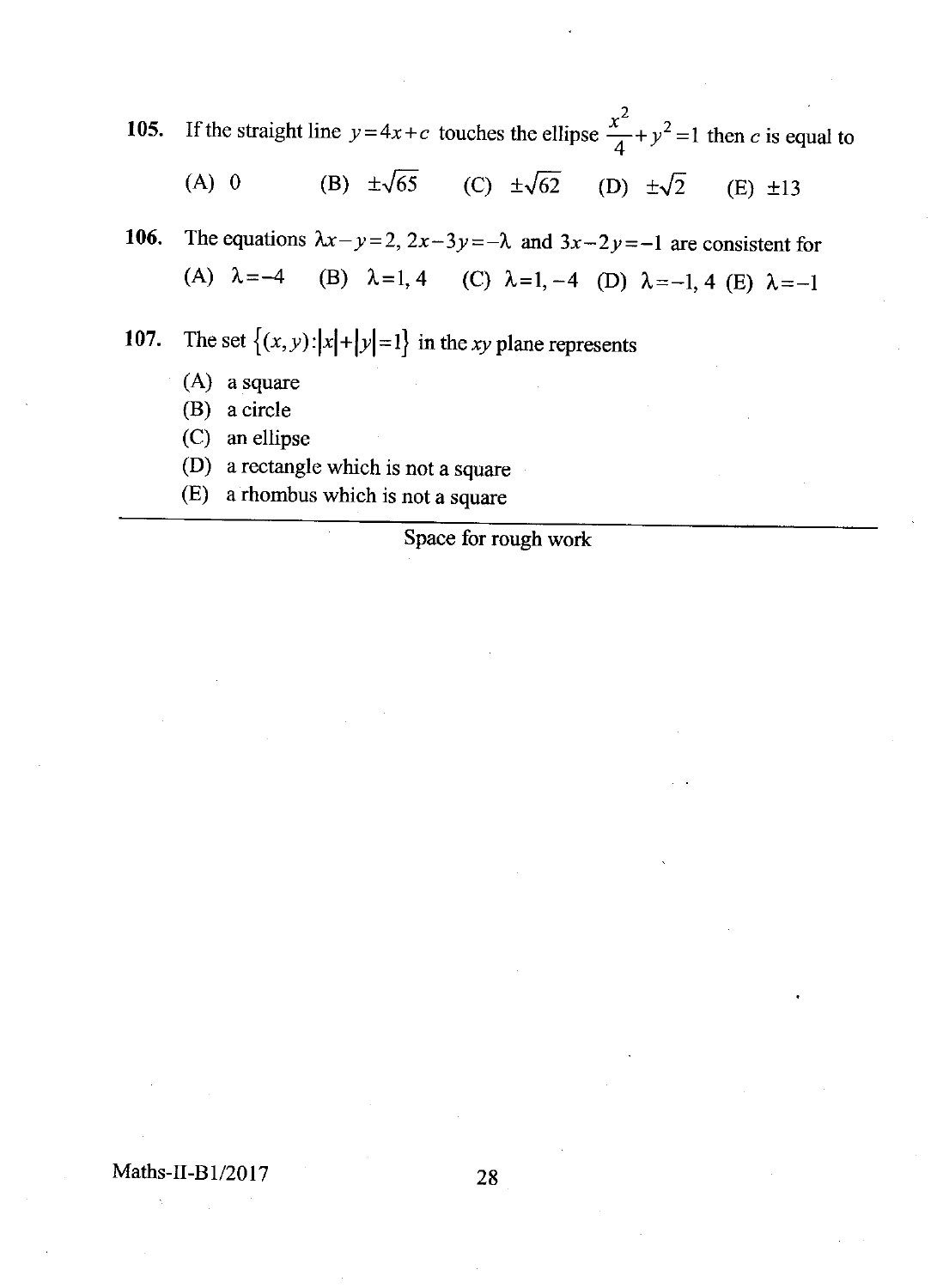105. If the straight line $y=4x+c$ touches the ellipse $\frac{x^2}{4}+y^2=1$ then $c$ is equal to

(A) 0 (B) $\pm\sqrt{65}$ (C) $\pm\sqrt{62}$ (D) $\pm\sqrt{2}$ (E) $\pm 13$

106. The equations $\lambda x-y=2$, $2x-3y=-\lambda$ and $3x-2y=-1$ are consistent for

(A) $\lambda=-4$ (B) $\lambda=1, 4$ (C) $\lambda=1, -4$ (D) $\lambda=-1, 4$ (E) $\lambda=-1$

107. The set $\{(x,y):|x|+|y|=1\}$ in the $xy$ plane represents

(A) a square
(B) a circle
(C) an ellipse
(D) a rectangle which is not a square
(E) a rhombus which is not a square

Space for rough work

Maths-II-B1/2017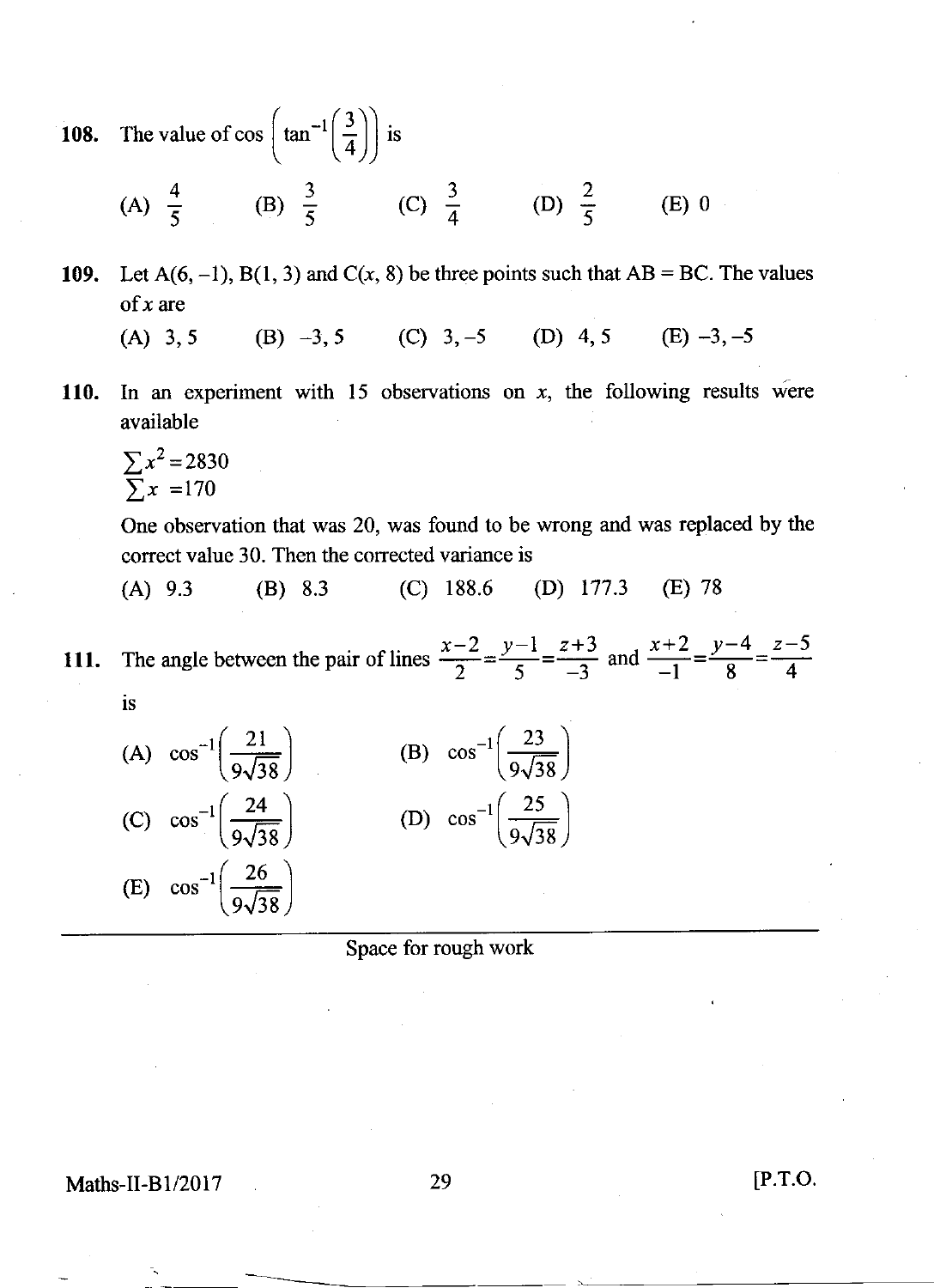**108.** The value of $\cos\left(\tan^{-1}\left(\frac{3}{4}\right)\right)$ is

(A) $\frac{4}{5}$ (B) $\frac{3}{5}$ (C) $\frac{3}{4}$ (D) $\frac{2}{5}$ (E) 0

**109.** Let A(6, −1), B(1, 3) and C($x$, 8) be three points such that AB = BC. The values of $x$ are

(A) 3, 5 (B) −3, 5 (C) 3, −5 (D) 4, 5 (E) −3, −5

**110.** In an experiment with 15 observations on $x$, the following results were available

$\sum x^2 = 2830$

$\sum x = 170$

One observation that was 20, was found to be wrong and was replaced by the correct value 30. Then the corrected variance is

(A) 9.3 (B) 8.3 (C) 188.6 (D) 177.3 (E) 78

**111.** The angle between the pair of lines $\frac{x-2}{2} = \frac{y-1}{5} = \frac{z+3}{-3}$ and $\frac{x+2}{-1} = \frac{y-4}{8} = \frac{z-5}{4}$ is

(A) $\cos^{-1}\left(\frac{21}{9\sqrt{38}}\right)$

(B) $\cos^{-1}\left(\frac{23}{9\sqrt{38}}\right)$

(C) $\cos^{-1}\left(\frac{24}{9\sqrt{38}}\right)$

(D) $\cos^{-1}\left(\frac{25}{9\sqrt{38}}\right)$

(E) $\cos^{-1}\left(\frac{26}{9\sqrt{38}}\right)$

Space for rough work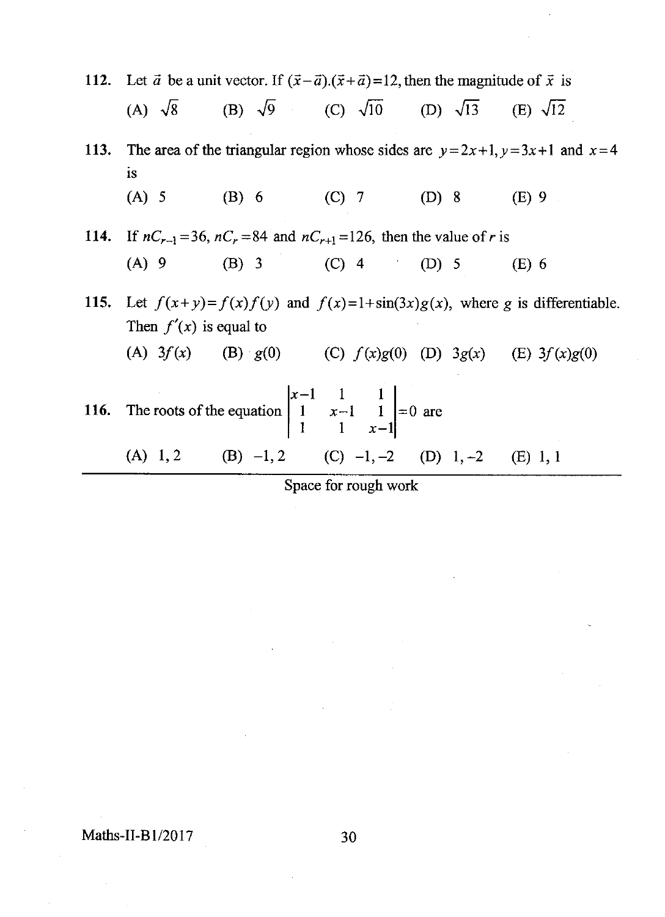112. Let $\vec{a}$ be a unit vector. If $(\vec{x}-\vec{a}).(\vec{x}+\vec{a})=12$, then the magnitude of $\vec{x}$ is

(A) $\sqrt{8}$ (B) $\sqrt{9}$ (C) $\sqrt{10}$ (D) $\sqrt{13}$ (E) $\sqrt{12}$

113. The area of the triangular region whose sides are $y=2x+1, y=3x+1$ and $x=4$ is

(A) 5 (B) 6 (C) 7 (D) 8 (E) 9

114. If $nC_{r-1}=36$, $nC_r=84$ and $nC_{r+1}=126$, then the value of $r$ is

(A) 9 (B) 3 (C) 4 (D) 5 (E) 6

115. Let $f(x+y)=f(x)f(y)$ and $f(x)=1+\sin(3x)g(x)$, where $g$ is differentiable. Then $f'(x)$ is equal to

(A) $3f(x)$ (B) $g(0)$ (C) $f(x)g(0)$ (D) $3g(x)$ (E) $3f(x)g(0)$

116. The roots of the equation $\begin{vmatrix} x-1 & 1 & 1 \\ 1 & x-1 & 1 \\ 1 & 1 & x-1 \end{vmatrix}=0$ are

(A) 1, 2 (B) −1, 2 (C) −1, −2 (D) 1, −2 (E) 1, 1

Space for rough work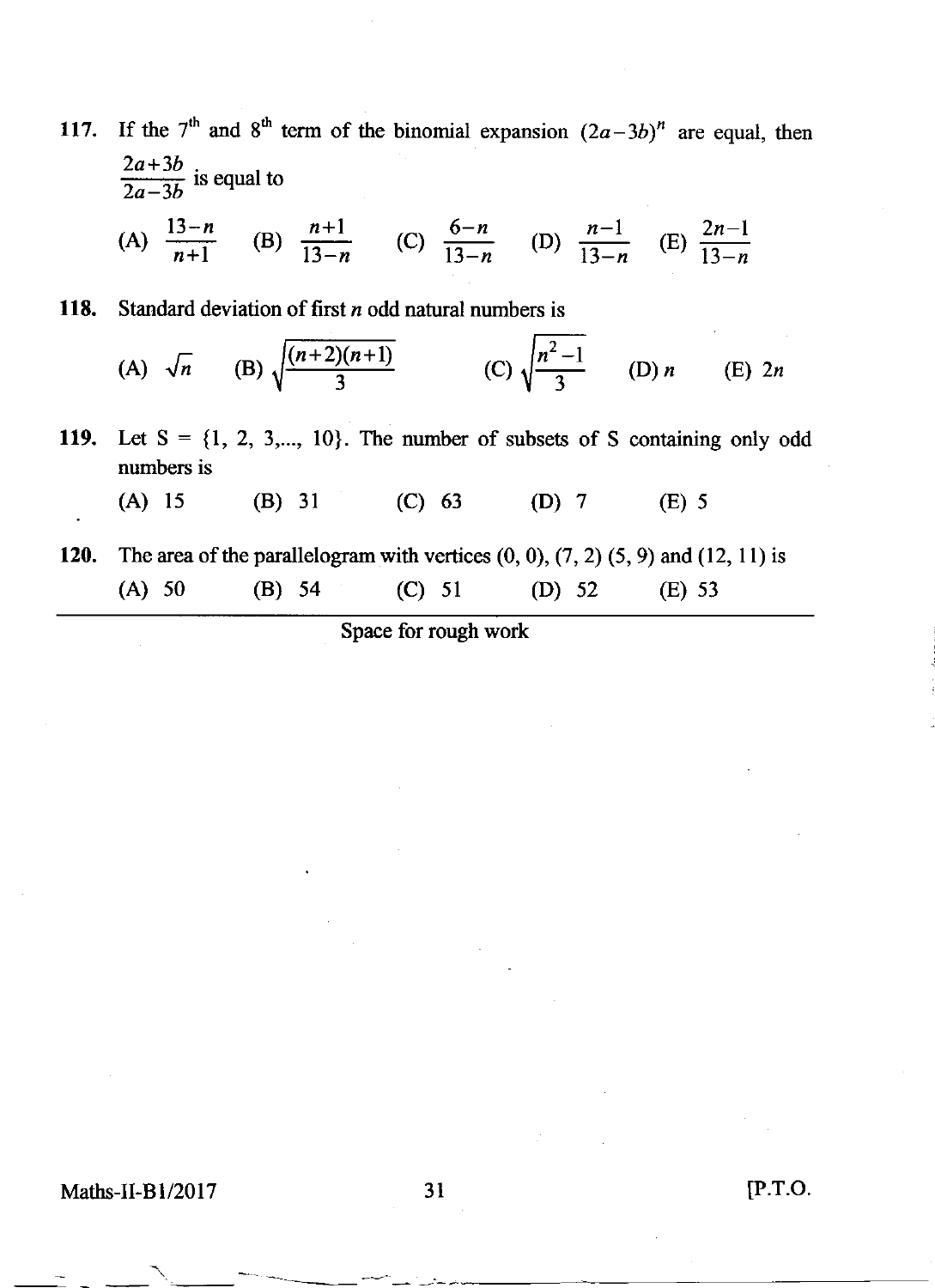117. If the $7^{th}$ and $8^{th}$ term of the binomial expansion $(2a-3b)^n$ are equal, then $\frac{2a+3b}{2a-3b}$ is equal to

(A) $\frac{13-n}{n+1}$ (B) $\frac{n+1}{13-n}$ (C) $\frac{6-n}{13-n}$ (D) $\frac{n-1}{13-n}$ (E) $\frac{2n-1}{13-n}$

118. Standard deviation of first $n$ odd natural numbers is

(A) $\sqrt{n}$ (B) $\sqrt{\frac{(n+2)(n+1)}{3}}$ (C) $\sqrt{\frac{n^2-1}{3}}$ (D) $n$ (E) $2n$

119. Let S = {1, 2, 3,..., 10}. The number of subsets of S containing only odd numbers is

(A) 15 (B) 31 (C) 63 (D) 7 (E) 5

120. The area of the parallelogram with vertices (0, 0), (7, 2) (5, 9) and (12, 11) is

(A) 50 (B) 54 (C) 51 (D) 52 (E) 53

---

Space for rough work